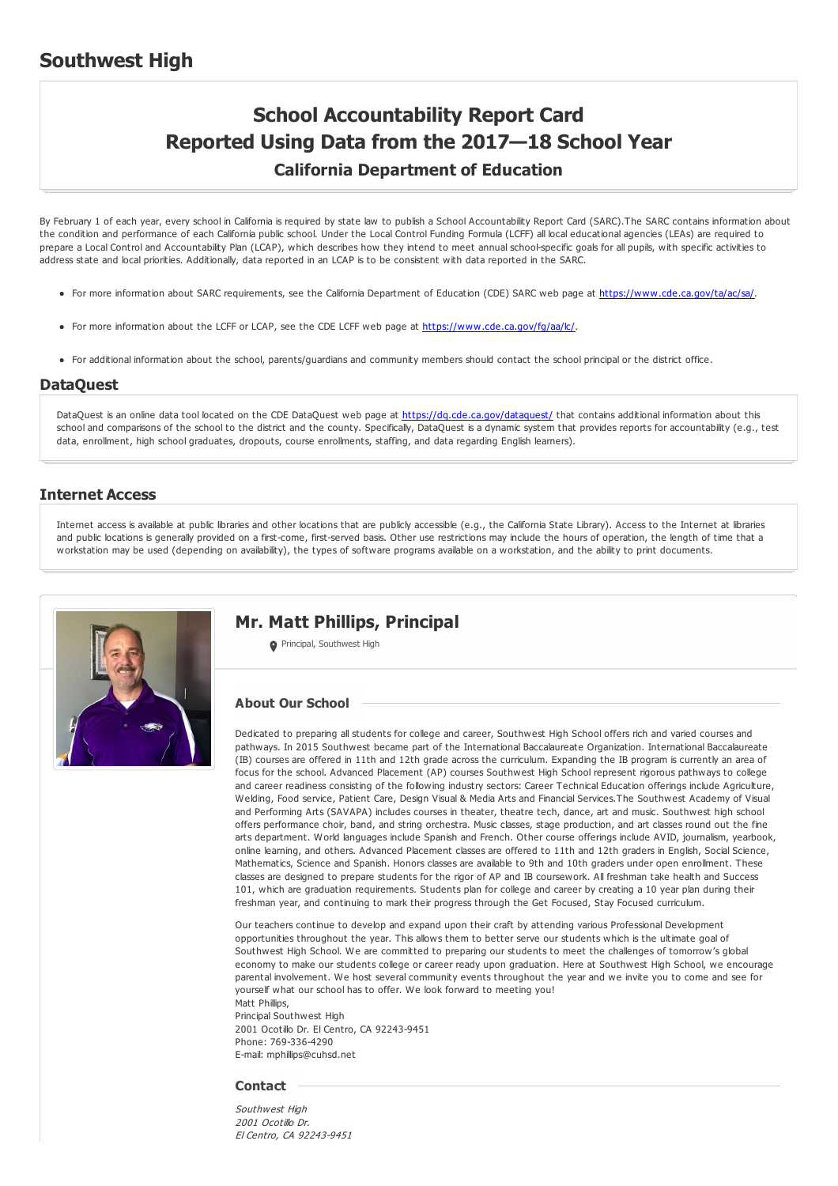# Southwest High

## School Accountability Report Card
## Reported Using Data from the 2017—18 School Year
### California Department of Education

By February 1 of each year, every school in California is required by state law to publish a School Accountability Report Card (SARC).The SARC contains information about the condition and performance of each California public school. Under the Local Control Funding Formula (LCFF) all local educational agencies (LEAs) are required to prepare a Local Control and Accountability Plan (LCAP), which describes how they intend to meet annual school-specific goals for all pupils, with specific activities to address state and local priorities. Additionally, data reported in an LCAP is to be consistent with data reported in the SARC.

- For more information about SARC requirements, see the California Department of Education (CDE) SARC web page at https://www.cde.ca.gov/ta/ac/sa/.
- For more information about the LCFF or LCAP, see the CDE LCFF web page at https://www.cde.ca.gov/fg/aa/lc/.
- For additional information about the school, parents/guardians and community members should contact the school principal or the district office.

## DataQuest

DataQuest is an online data tool located on the CDE DataQuest web page at https://dq.cde.ca.gov/dataquest/ that contains additional information about this school and comparisons of the school to the district and the county. Specifically, DataQuest is a dynamic system that provides reports for accountability (e.g., test data, enrollment, high school graduates, dropouts, course enrollments, staffing, and data regarding English learners).

## Internet Access

Internet access is available at public libraries and other locations that are publicly accessible (e.g., the California State Library). Access to the Internet at libraries and public locations is generally provided on a first-come, first-served basis. Other use restrictions may include the hours of operation, the length of time that a workstation may be used (depending on availability), the types of software programs available on a workstation, and the ability to print documents.

## Mr. Matt Phillips, Principal

Principal, Southwest High

### About Our School

Dedicated to preparing all students for college and career, Southwest High School offers rich and varied courses and pathways. In 2015 Southwest became part of the International Baccalaureate Organization. International Baccalaureate (IB) courses are offered in 11th and 12th grade across the curriculum. Expanding the IB program is currently an area of focus for the school. Advanced Placement (AP) courses Southwest High School represent rigorous pathways to college and career readiness consisting of the following industry sectors: Career Technical Education offerings include Agriculture, Welding, Food service, Patient Care, Design Visual & Media Arts and Financial Services.The Southwest Academy of Visual and Performing Arts (SAVAPA) includes courses in theater, theatre tech, dance, art and music. Southwest high school offers performance choir, band, and string orchestra. Music classes, stage production, and art classes round out the fine arts department. World languages include Spanish and French. Other course offerings include AVID, journalism, yearbook, online learning, and others. Advanced Placement classes are offered to 11th and 12th graders in English, Social Science, Mathematics, Science and Spanish. Honors classes are available to 9th and 10th graders under open enrollment. These classes are designed to prepare students for the rigor of AP and IB coursework. All freshman take health and Success 101, which are graduation requirements. Students plan for college and career by creating a 10 year plan during their freshman year, and continuing to mark their progress through the Get Focused, Stay Focused curriculum.

Our teachers continue to develop and expand upon their craft by attending various Professional Development opportunities throughout the year. This allows them to better serve our students which is the ultimate goal of Southwest High School. We are committed to preparing our students to meet the challenges of tomorrow's global economy to make our students college or career ready upon graduation. Here at Southwest High School, we encourage parental involvement. We host several community events throughout the year and we invite you to come and see for yourself what our school has to offer. We look forward to meeting you!
Matt Phillips,
Principal Southwest High
2001 Ocotillo Dr. El Centro, CA 92243-9451
Phone: 769-336-4290
E-mail: mphillips@cuhsd.net

### Contact

*Southwest High*
*2001 Ocotillo Dr.*
*El Centro, CA 92243-9451*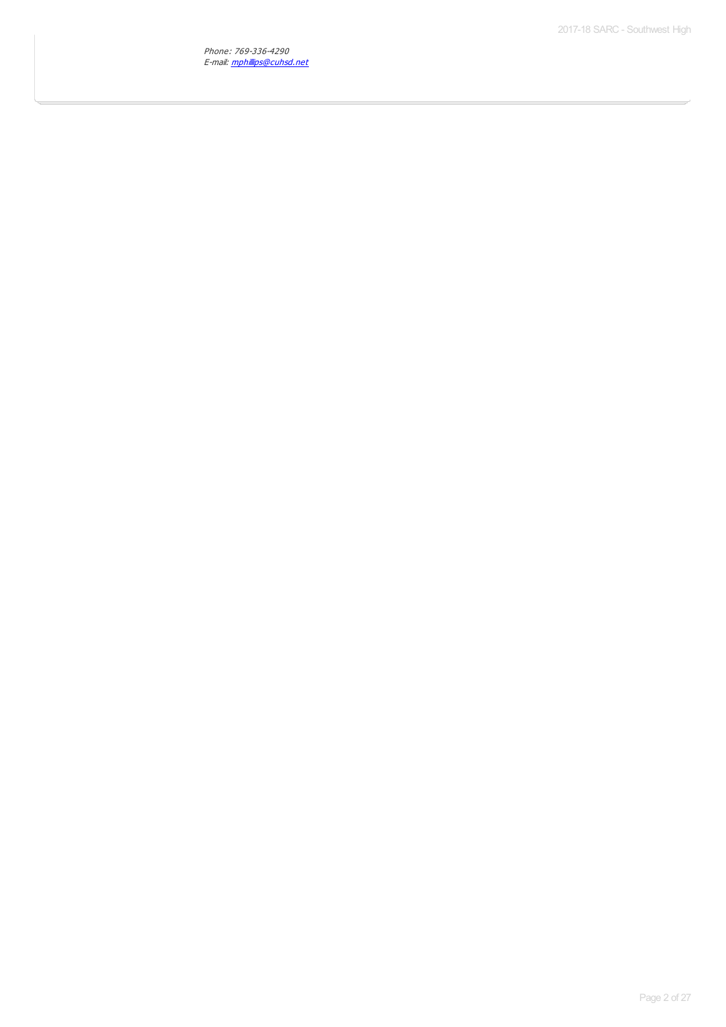*Phone: 769-336-4290*
*E-mail: [mphillips@cuhsd.net](mailto:mphillips@cuhsd.net)*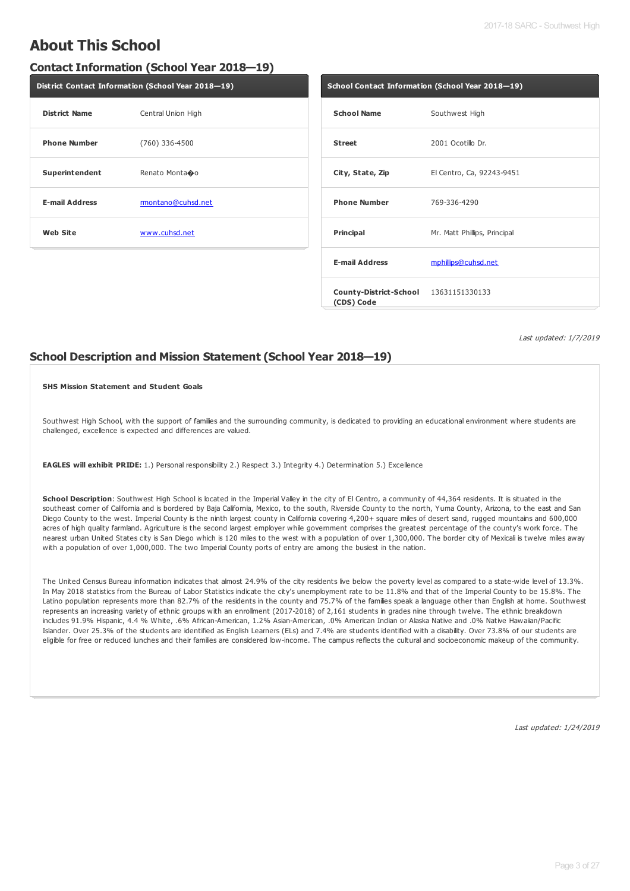# About This School

## Contact Information (School Year 2018—19)

| District Contact Information (School Year 2018—19) | |
|---|---|
| **District Name** | Central Union High |
| **Phone Number** | (760) 336-4500 |
| **Superintendent** | Renato Monta�o |
| **E-mail Address** | rmontano@cuhsd.net |
| **Web Site** | www.cuhsd.net |

| School Contact Information (School Year 2018—19) | |
|---|---|
| **School Name** | Southwest High |
| **Street** | 2001 Ocotillo Dr. |
| **City, State, Zip** | El Centro, Ca, 92243-9451 |
| **Phone Number** | 769-336-4290 |
| **Principal** | Mr. Matt Phillips, Principal |
| **E-mail Address** | mphillips@cuhsd.net |
| **County-District-School (CDS) Code** | 13631151330133 |

*Last updated: 1/7/2019*

## School Description and Mission Statement (School Year 2018—19)

**SHS Mission Statement and Student Goals**

Southwest High School, with the support of families and the surrounding community, is dedicated to providing an educational environment where students are challenged, excellence is expected and differences are valued.

**EAGLES will exhibit PRIDE:** 1.) Personal responsibility 2.) Respect 3.) Integrity 4.) Determination 5.) Excellence

**School Description**: Southwest High School is located in the Imperial Valley in the city of El Centro, a community of 44,364 residents. It is situated in the southeast corner of California and is bordered by Baja California, Mexico, to the south, Riverside County to the north, Yuma County, Arizona, to the east and San Diego County to the west. Imperial County is the ninth largest county in California covering 4,200+ square miles of desert sand, rugged mountains and 600,000 acres of high quality farmland. Agriculture is the second largest employer while government comprises the greatest percentage of the county's work force. The nearest urban United States city is San Diego which is 120 miles to the west with a population of over 1,300,000. The border city of Mexicali is twelve miles away with a population of over 1,000,000. The two Imperial County ports of entry are among the busiest in the nation.

The United Census Bureau information indicates that almost 24.9% of the city residents live below the poverty level as compared to a state-wide level of 13.3%. In May 2018 statistics from the Bureau of Labor Statistics indicate the city's unemployment rate to be 11.8% and that of the Imperial County to be 15.8%. The Latino population represents more than 82.7% of the residents in the county and 75.7% of the families speak a language other than English at home. Southwest represents an increasing variety of ethnic groups with an enrollment (2017-2018) of 2,161 students in grades nine through twelve. The ethnic breakdown includes 91.9% Hispanic, 4.4 % White, .6% African-American, 1.2% Asian-American, .0% American Indian or Alaska Native and .0% Native Hawaiian/Pacific Islander. Over 25.3% of the students are identified as English Learners (ELs) and 7.4% are students identified with a disability. Over 73.8% of our students are eligible for free or reduced lunches and their families are considered low-income. The campus reflects the cultural and socioeconomic makeup of the community.

*Last updated: 1/24/2019*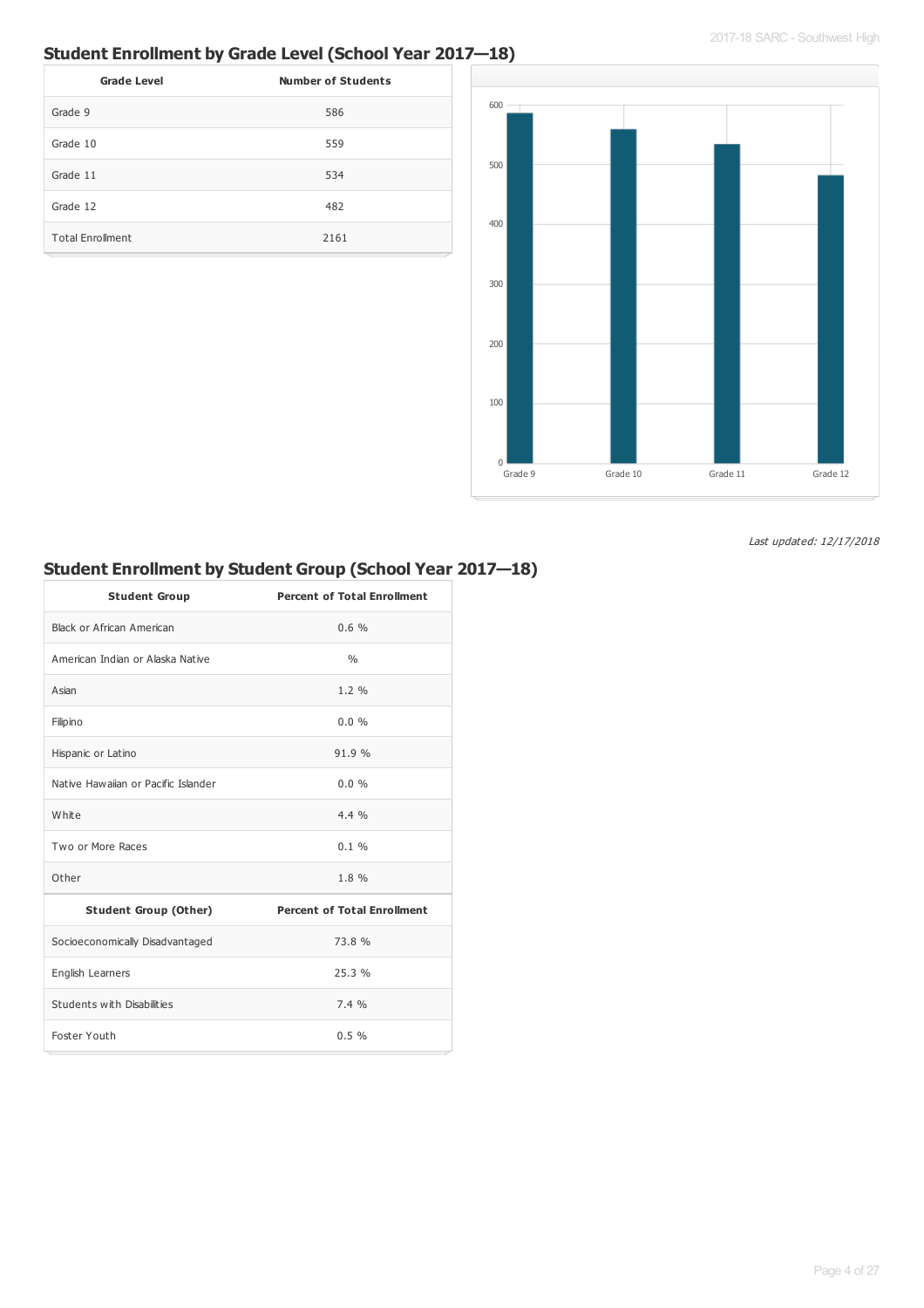## Student Enrollment by Grade Level (School Year 2017—18)

| Grade Level | Number of Students |
|---|---|
| Grade 9 | 586 |
| Grade 10 | 559 |
| Grade 11 | 534 |
| Grade 12 | 482 |
| Total Enrollment | 2161 |

*Last updated: 12/17/2018*

## Student Enrollment by Student Group (School Year 2017—18)

| Student Group | Percent of Total Enrollment |
|---|---|
| Black or African American | 0.6 % |
| American Indian or Alaska Native | % |
| Asian | 1.2 % |
| Filipino | 0.0 % |
| Hispanic or Latino | 91.9 % |
| Native Hawaiian or Pacific Islander | 0.0 % |
| White | 4.4 % |
| Two or More Races | 0.1 % |
| Other | 1.8 % |
| **Student Group (Other)** | **Percent of Total Enrollment** |
| Socioeconomically Disadvantaged | 73.8 % |
| English Learners | 25.3 % |
| Students with Disabilities | 7.4 % |
| Foster Youth | 0.5 % |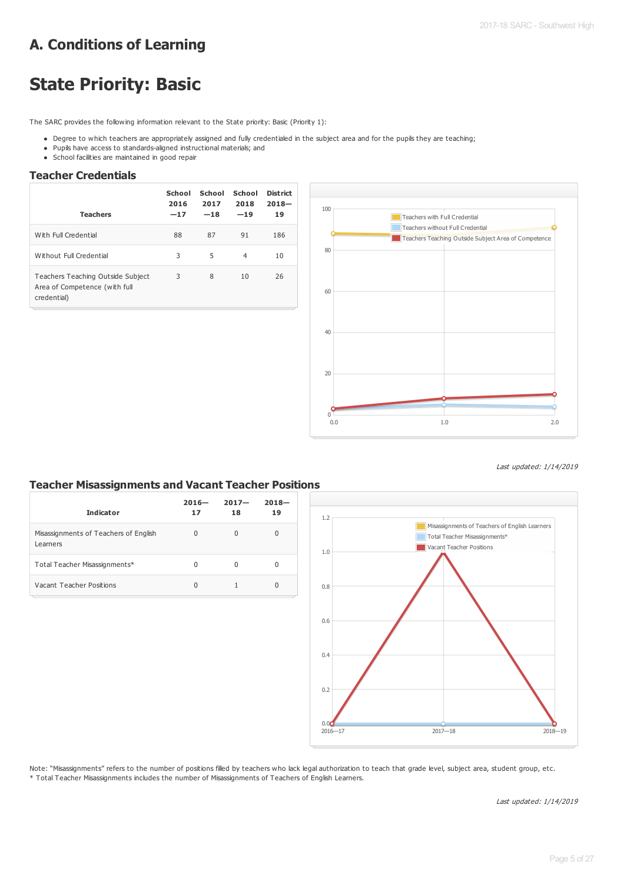# A. Conditions of Learning

# State Priority: Basic

The SARC provides the following information relevant to the State priority: Basic (Priority 1):

- Degree to which teachers are appropriately assigned and fully credentialed in the subject area and for the pupils they are teaching;
- Pupils have access to standards-aligned instructional materials; and
- School facilities are maintained in good repair

## Teacher Credentials

| Teachers | School 2016—17 | School 2017—18 | School 2018—19 | District 2018—19 |
|---|---|---|---|---|
| With Full Credential | 88 | 87 | 91 | 186 |
| Without Full Credential | 3 | 5 | 4 | 10 |
| Teachers Teaching Outside Subject Area of Competence (with full credential) | 3 | 8 | 10 | 26 |

*Last updated: 1/14/2019*

## Teacher Misassignments and Vacant Teacher Positions

| Indicator | 2016—17 | 2017—18 | 2018—19 |
|---|---|---|---|
| Misassignments of Teachers of English Learners | 0 | 0 | 0 |
| Total Teacher Misassignments* | 0 | 0 | 0 |
| Vacant Teacher Positions | 0 | 1 | 0 |

Note: "Misassignments" refers to the number of positions filled by teachers who lack legal authorization to teach that grade level, subject area, student group, etc.
* Total Teacher Misassignments includes the number of Misassignments of Teachers of English Learners.

*Last updated: 1/14/2019*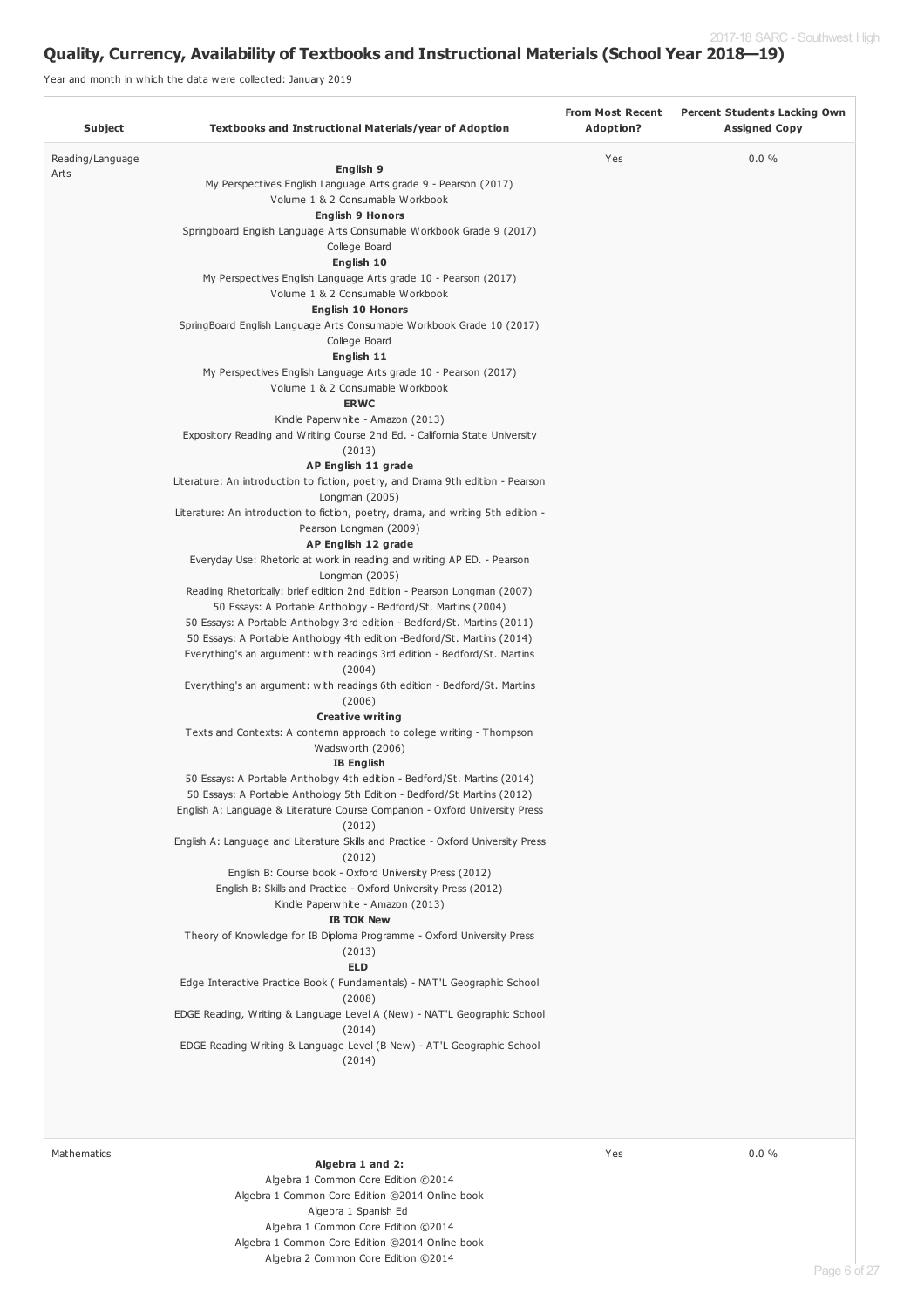## Quality, Currency, Availability of Textbooks and Instructional Materials (School Year 2018—19)

Year and month in which the data were collected: January 2019

| Subject | Textbooks and Instructional Materials/year of Adoption | From Most Recent Adoption? | Percent Students Lacking Own Assigned Copy |
|---|---|---|---|
| Reading/Language Arts | **English 9**<br>My Perspectives English Language Arts grade 9 - Pearson (2017)<br>Volume 1 & 2 Consumable Workbook<br>**English 9 Honors**<br>Springboard English Language Arts Consumable Workbook Grade 9 (2017)<br>College Board<br>**English 10**<br>My Perspectives English Language Arts grade 10 - Pearson (2017)<br>Volume 1 & 2 Consumable Workbook<br>**English 10 Honors**<br>SpringBoard English Language Arts Consumable Workbook Grade 10 (2017)<br>College Board<br>**English 11**<br>My Perspectives English Language Arts grade 10 - Pearson (2017)<br>Volume 1 & 2 Consumable Workbook<br>**ERWC**<br>Kindle Paperwhite - Amazon (2013)<br>Expository Reading and Writing Course 2nd Ed. - California State University (2013)<br>**AP English 11 grade**<br>Literature: An introduction to fiction, poetry, and Drama 9th edition - Pearson Longman (2005)<br>Literature: An introduction to fiction, poetry, drama, and writing 5th edition - Pearson Longman (2009)<br>**AP English 12 grade**<br>Everyday Use: Rhetoric at work in reading and writing AP ED. - Pearson Longman (2005)<br>Reading Rhetorically: brief edition 2nd Edition - Pearson Longman (2007)<br>50 Essays: A Portable Anthology - Bedford/St. Martins (2004)<br>50 Essays: A Portable Anthology 3rd edition - Bedford/St. Martins (2011)<br>50 Essays: A Portable Anthology 4th edition -Bedford/St. Martins (2014)<br>Everything's an argument: with readings 3rd edition - Bedford/St. Martins (2004)<br>Everything's an argument: with readings 6th edition - Bedford/St. Martins (2006)<br>**Creative writing**<br>Texts and Contexts: A contemn approach to college writing - Thompson Wadsworth (2006)<br>**IB English**<br>50 Essays: A Portable Anthology 4th edition - Bedford/St. Martins (2014)<br>50 Essays: A Portable Anthology 5th Edition - Bedford/St Martins (2012)<br>English A: Language & Literature Course Companion - Oxford University Press (2012)<br>English A: Language and Literature Skills and Practice - Oxford University Press (2012)<br>English B: Course book - Oxford University Press (2012)<br>English B: Skills and Practice - Oxford University Press (2012)<br>Kindle Paperwhite - Amazon (2013)<br>**IB TOK New**<br>Theory of Knowledge for IB Diploma Programme - Oxford University Press (2013)<br>**ELD**<br>Edge Interactive Practice Book ( Fundamentals) - NAT'L Geographic School (2008)<br>EDGE Reading, Writing & Language Level A (New) - NAT'L Geographic School (2014)<br>EDGE Reading Writing & Language Level (B New) - AT'L Geographic School (2014) | Yes | 0.0 % |
| Mathematics | **Algebra 1 and 2:**<br>Algebra 1 Common Core Edition ©2014<br>Algebra 1 Common Core Edition ©2014 Online book<br>Algebra 1 Spanish Ed<br>Algebra 1 Common Core Edition ©2014<br>Algebra 1 Common Core Edition ©2014 Online book<br>Algebra 2 Common Core Edition ©2014 | Yes | 0.0 % |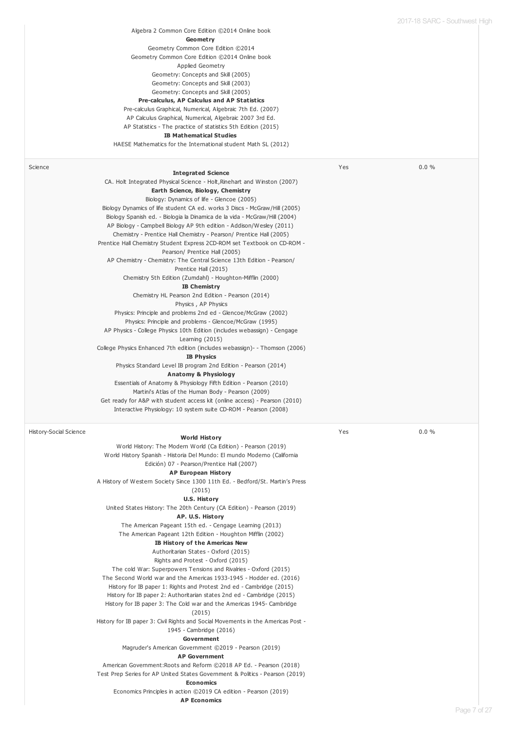| | | | |
|---|---|---|---|
| | Algebra 2 Common Core Edition ©2014 Online book<br>**Geometry**<br>Geometry Common Core Edition ©2014<br>Geometry Common Core Edition ©2014 Online book<br>Applied Geometry<br>Geometry: Concepts and Skill (2005)<br>Geometry: Concepts and Skill (2003)<br>Geometry: Concepts and Skill (2005)<br>**Pre-calculus, AP Calculus and AP Statistics**<br>Pre-calculus Graphical, Numerical, Algebraic 7th Ed. (2007)<br>AP Calculus Graphical, Numerical, Algebraic 2007 3rd Ed.<br>AP Statistics - The practice of statistics 5th Edition (2015)<br>**IB Mathematical Studies**<br>HAESE Mathematics for the International student Math SL (2012) | | |
| Science | **Integrated Science**<br>CA. Holt Integrated Physical Science - Holt,Rinehart and Winston (2007)<br>**Earth Science, Biology, Chemistry**<br>Biology: Dynamics of life - Glencoe (2005)<br>Biology Dynamics of life student CA ed. works 3 Discs - McGraw/Hill (2005)<br>Biology Spanish ed. - Biologia la Dinamica de la vida - McGraw/Hill (2004)<br>AP Biology - Campbell Biology AP 9th edition - Addison/Wesley (2011)<br>Chemistry - Prentice Hall Chemistry - Pearson/ Prentice Hall (2005)<br>Prentice Hall Chemistry Student Express 2CD-ROM set Textbook on CD-ROM - Pearson/ Prentice Hall (2005)<br>AP Chemistry - Chemistry: The Central Science 13th Edition - Pearson/ Prentice Hall (2015)<br>Chemistry 5th Edition (Zumdahl) - Houghton-Mifflin (2000)<br>**IB Chemistry**<br>Chemistry HL Pearson 2nd Edition - Pearson (2014)<br>Physics , AP Physics<br>Physics: Principle and problems 2nd ed - Glencoe/McGraw (2002)<br>Physics: Principle and problems - Glencoe/McGraw (1995)<br>AP Physics - College Physics 10th Edition (includes webassign) - Cengage Learning (2015)<br>College Physics Enhanced 7th edition (includes webassign)- - Thomson (2006)<br>**IB Physics**<br>Physics Standard Level IB program 2nd Edition - Pearson (2014)<br>**Anatomy & Physiology**<br>Essentials of Anatomy & Physiology Fifth Edition - Pearson (2010)<br>Martini's Atlas of the Human Body - Pearson (2009)<br>Get ready for A&P with student access kit (online access) - Pearson (2010)<br>Interactive Physiology: 10 system suite CD-ROM - Pearson (2008) | Yes | 0.0 % |
| History-Social Science | **World History**<br>World History: The Modern World (Ca Edition) - Pearson (2019)<br>World History Spanish - Historia Del Mundo: El mundo Moderno (California Edición) 07 - Pearson/Prentice Hall (2007)<br>**AP European History**<br>A History of Western Society Since 1300 11th Ed. - Bedford/St. Martin's Press (2015)<br>**U.S. History**<br>United States History: The 20th Century (CA Edition) - Pearson (2019)<br>**AP. U.S. History**<br>The American Pageant 15th ed. - Cengage Learning (2013)<br>The American Pageant 12th Edition - Houghton Mifflin (2002)<br>**IB History of the Americas New**<br>Authoritarian States - Oxford (2015)<br>Rights and Protest - Oxford (2015)<br>The cold War: Superpowers Tensions and Rivalries - Oxford (2015)<br>The Second World war and the Americas 1933-1945 - Hodder ed. (2016)<br>History for IB paper 1: Rights and Protest 2nd ed - Cambridge (2015)<br>History for IB paper 2: Authoritarian states 2nd ed - Cambridge (2015)<br>History for IB paper 3: The Cold war and the Americas 1945- Cambridge (2015)<br>History for IB paper 3: Civil Rights and Social Movements in the Americas Post - 1945 - Cambridge (2016)<br>**Government**<br>Magruder's American Government ©2019 - Pearson (2019)<br>**AP Government**<br>American Government:Roots and Reform ©2018 AP Ed. - Pearson (2018)<br>Test Prep Series for AP United States Government & Politics - Pearson (2019)<br>**Economics**<br>Economics Principles in action ©2019 CA edition - Pearson (2019)<br>**AP Economics** | Yes | 0.0 % |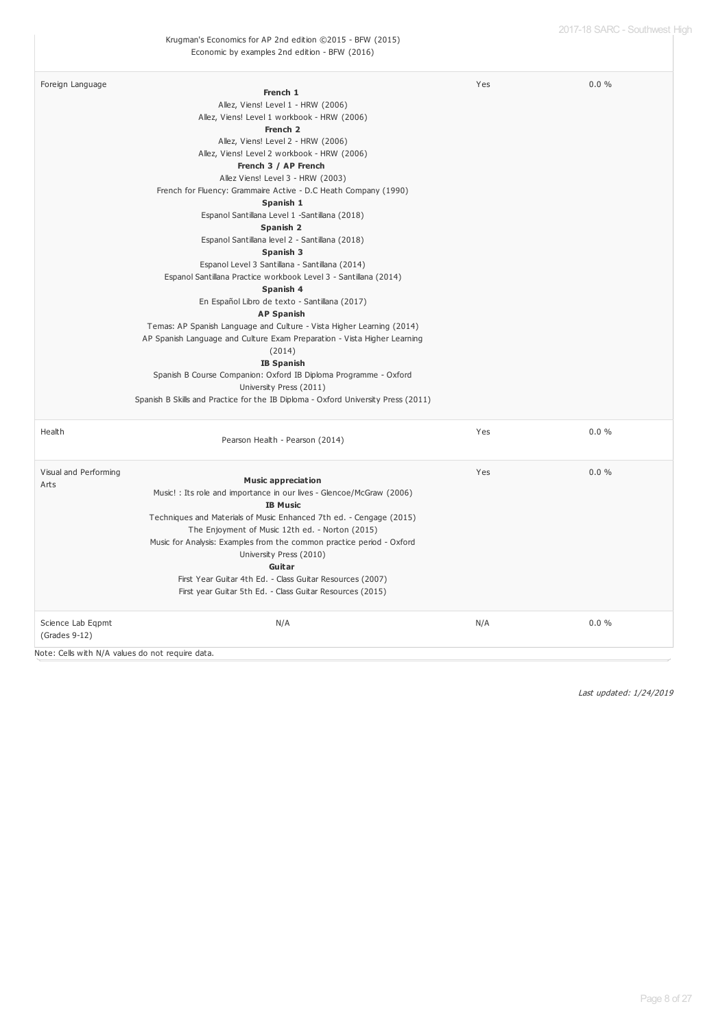| | | | |
|---|---|---|---|
| | Krugman's Economics for AP 2nd edition ©2015 - BFW (2015)<br>Economic by examples 2nd edition - BFW (2016) | | |
| Foreign Language | **French 1**<br>Allez, Viens! Level 1 - HRW (2006)<br>Allez, Viens! Level 1 workbook - HRW (2006)<br>**French 2**<br>Allez, Viens! Level 2 - HRW (2006)<br>Allez, Viens! Level 2 workbook - HRW (2006)<br>**French 3 / AP French**<br>Allez Viens! Level 3 - HRW (2003)<br>French for Fluency: Grammaire Active - D.C Heath Company (1990)<br>**Spanish 1**<br>Espanol Santillana Level 1 -Santillana (2018)<br>**Spanish 2**<br>Espanol Santillana level 2 - Santillana (2018)<br>**Spanish 3**<br>Espanol Level 3 Santillana - Santillana (2014)<br>Espanol Santillana Practice workbook Level 3 - Santillana (2014)<br>**Spanish 4**<br>En Español Libro de texto - Santillana (2017)<br>**AP Spanish**<br>Temas: AP Spanish Language and Culture - Vista Higher Learning (2014)<br>AP Spanish Language and Culture Exam Preparation - Vista Higher Learning (2014)<br>**IB Spanish**<br>Spanish B Course Companion: Oxford IB Diploma Programme - Oxford University Press (2011)<br>Spanish B Skills and Practice for the IB Diploma - Oxford University Press (2011) | Yes | 0.0 % |
| Health | Pearson Health - Pearson (2014) | Yes | 0.0 % |
| Visual and Performing Arts | **Music appreciation**<br>Music! : Its role and importance in our lives - Glencoe/McGraw (2006)<br>**IB Music**<br>Techniques and Materials of Music Enhanced 7th ed. - Cengage (2015)<br>The Enjoyment of Music 12th ed. - Norton (2015)<br>Music for Analysis: Examples from the common practice period - Oxford University Press (2010)<br>**Guitar**<br>First Year Guitar 4th Ed. - Class Guitar Resources (2007)<br>First year Guitar 5th Ed. - Class Guitar Resources (2015) | Yes | 0.0 % |
| Science Lab Eqpmt (Grades 9-12) | N/A | N/A | 0.0 % |

Note: Cells with N/A values do not require data.

*Last updated: 1/24/2019*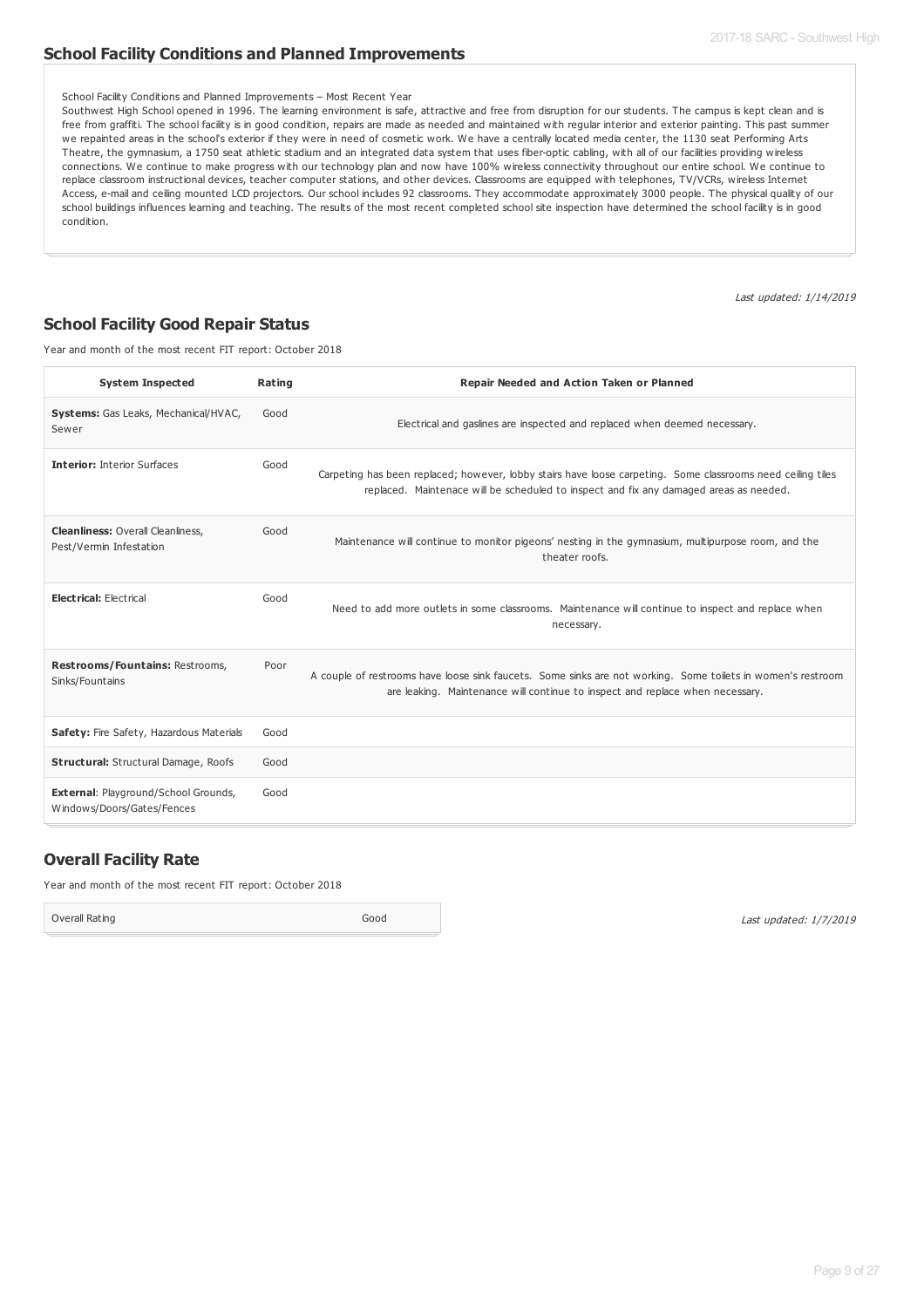## School Facility Conditions and Planned Improvements

School Facility Conditions and Planned Improvements – Most Recent Year

Southwest High School opened in 1996. The learning environment is safe, attractive and free from disruption for our students. The campus is kept clean and is free from graffiti. The school facility is in good condition, repairs are made as needed and maintained with regular interior and exterior painting. This past summer we repainted areas in the school's exterior if they were in need of cosmetic work. We have a centrally located media center, the 1130 seat Performing Arts Theatre, the gymnasium, a 1750 seat athletic stadium and an integrated data system that uses fiber-optic cabling, with all of our facilities providing wireless connections. We continue to make progress with our technology plan and now have 100% wireless connectivity throughout our entire school. We continue to replace classroom instructional devices, teacher computer stations, and other devices. Classrooms are equipped with telephones, TV/VCRs, wireless Internet Access, e-mail and ceiling mounted LCD projectors. Our school includes 92 classrooms. They accommodate approximately 3000 people. The physical quality of our school buildings influences learning and teaching. The results of the most recent completed school site inspection have determined the school facility is in good condition.

*Last updated: 1/14/2019*

## School Facility Good Repair Status

Year and month of the most recent FIT report: October 2018

| System Inspected | Rating | Repair Needed and Action Taken or Planned |
|---|---|---|
| **Systems:** Gas Leaks, Mechanical/HVAC, Sewer | Good | Electrical and gaslines are inspected and replaced when deemed necessary. |
| **Interior:** Interior Surfaces | Good | Carpeting has been replaced; however, lobby stairs have loose carpeting. Some classrooms need ceiling tiles replaced. Maintenace will be scheduled to inspect and fix any damaged areas as needed. |
| **Cleanliness:** Overall Cleanliness, Pest/Vermin Infestation | Good | Maintenance will continue to monitor pigeons' nesting in the gymnasium, multipurpose room, and the theater roofs. |
| **Electrical:** Electrical | Good | Need to add more outlets in some classrooms. Maintenance will continue to inspect and replace when necessary. |
| **Restrooms/Fountains:** Restrooms, Sinks/Fountains | Poor | A couple of restrooms have loose sink faucets. Some sinks are not working. Some toilets in women's restroom are leaking. Maintenance will continue to inspect and replace when necessary. |
| **Safety:** Fire Safety, Hazardous Materials | Good | |
| **Structural:** Structural Damage, Roofs | Good | |
| **External**: Playground/School Grounds, Windows/Doors/Gates/Fences | Good | |

## Overall Facility Rate

Year and month of the most recent FIT report: October 2018

| Overall Rating | Good |
|---|---|

*Last updated: 1/7/2019*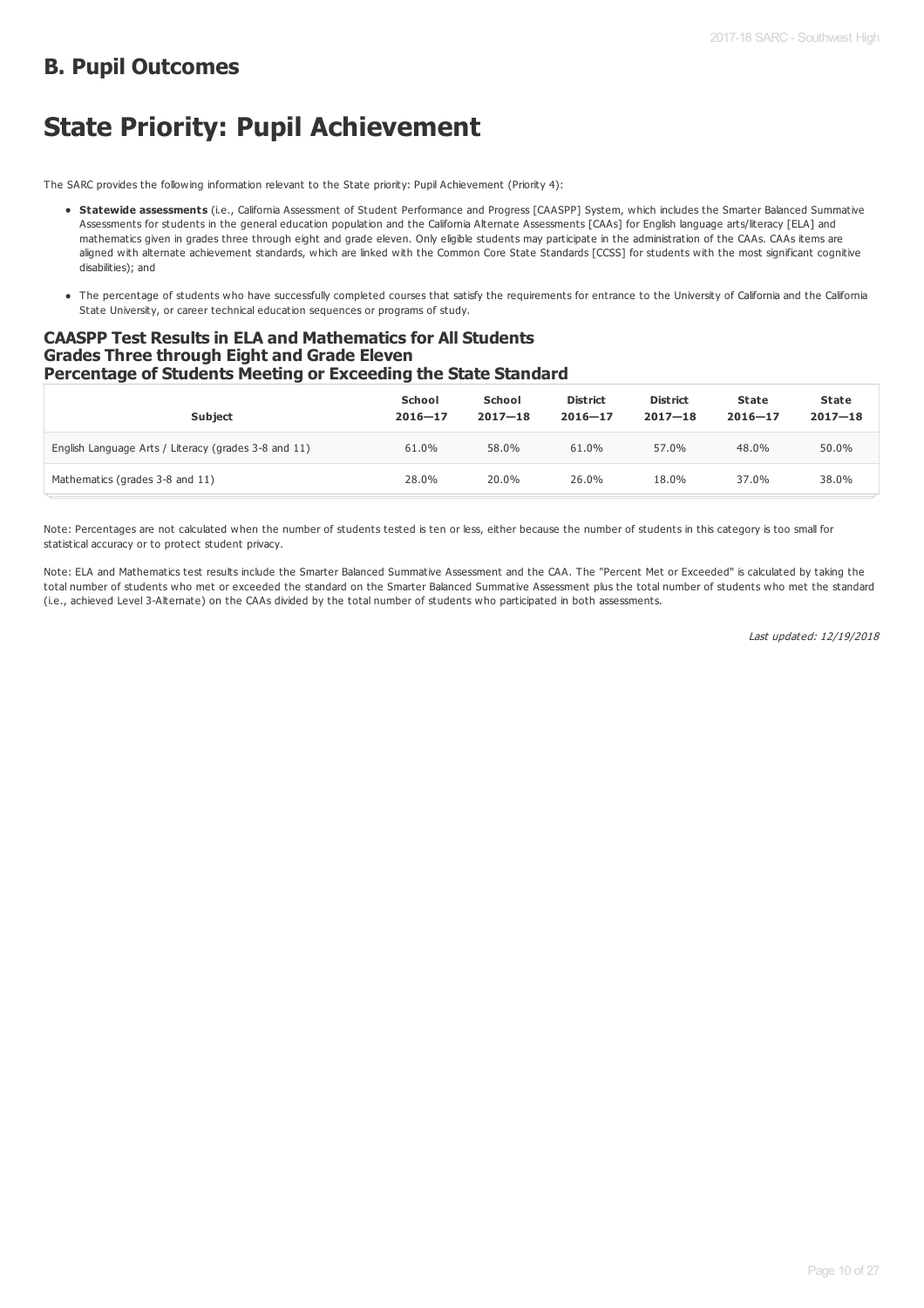## B. Pupil Outcomes

# State Priority: Pupil Achievement

The SARC provides the following information relevant to the State priority: Pupil Achievement (Priority 4):

- **Statewide assessments** (i.e., California Assessment of Student Performance and Progress [CAASPP] System, which includes the Smarter Balanced Summative Assessments for students in the general education population and the California Alternate Assessments [CAAs] for English language arts/literacy [ELA] and mathematics given in grades three through eight and grade eleven. Only eligible students may participate in the administration of the CAAs. CAAs items are aligned with alternate achievement standards, which are linked with the Common Core State Standards [CCSS] for students with the most significant cognitive disabilities); and
- The percentage of students who have successfully completed courses that satisfy the requirements for entrance to the University of California and the California State University, or career technical education sequences or programs of study.

### CAASPP Test Results in ELA and Mathematics for All Students Grades Three through Eight and Grade Eleven Percentage of Students Meeting or Exceeding the State Standard

| Subject | School 2016—17 | School 2017—18 | District 2016—17 | District 2017—18 | State 2016—17 | State 2017—18 |
|---|---|---|---|---|---|---|
| English Language Arts / Literacy (grades 3-8 and 11) | 61.0% | 58.0% | 61.0% | 57.0% | 48.0% | 50.0% |
| Mathematics (grades 3-8 and 11) | 28.0% | 20.0% | 26.0% | 18.0% | 37.0% | 38.0% |

Note: Percentages are not calculated when the number of students tested is ten or less, either because the number of students in this category is too small for statistical accuracy or to protect student privacy.

Note: ELA and Mathematics test results include the Smarter Balanced Summative Assessment and the CAA. The "Percent Met or Exceeded" is calculated by taking the total number of students who met or exceeded the standard on the Smarter Balanced Summative Assessment plus the total number of students who met the standard (i.e., achieved Level 3-Alternate) on the CAAs divided by the total number of students who participated in both assessments.

*Last updated: 12/19/2018*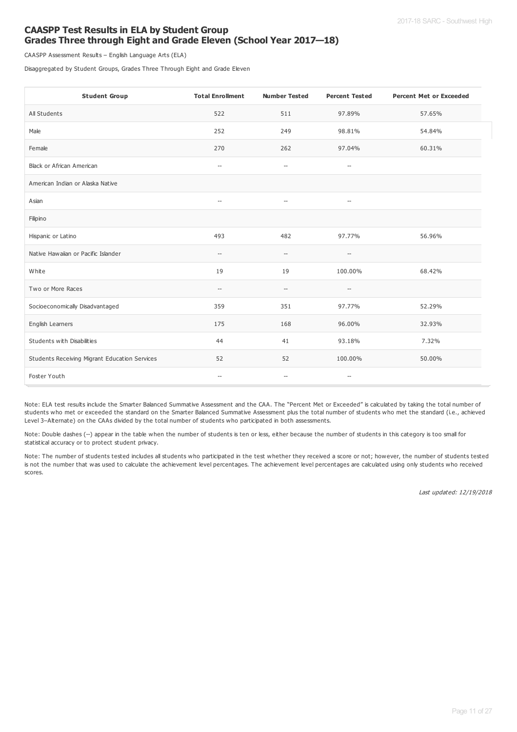## CAASPP Test Results in ELA by Student Group Grades Three through Eight and Grade Eleven (School Year 2017—18)

CAASPP Assessment Results – English Language Arts (ELA)

Disaggregated by Student Groups, Grades Three Through Eight and Grade Eleven

| Student Group | Total Enrollment | Number Tested | Percent Tested | Percent Met or Exceeded |
|---|---|---|---|---|
| All Students | 522 | 511 | 97.89% | 57.65% |
| Male | 252 | 249 | 98.81% | 54.84% |
| Female | 270 | 262 | 97.04% | 60.31% |
| Black or African American | -- | -- | -- | |
| American Indian or Alaska Native | | | | |
| Asian | -- | -- | -- | |
| Filipino | | | | |
| Hispanic or Latino | 493 | 482 | 97.77% | 56.96% |
| Native Hawaiian or Pacific Islander | -- | -- | -- | |
| White | 19 | 19 | 100.00% | 68.42% |
| Two or More Races | -- | -- | -- | |
| Socioeconomically Disadvantaged | 359 | 351 | 97.77% | 52.29% |
| English Learners | 175 | 168 | 96.00% | 32.93% |
| Students with Disabilities | 44 | 41 | 93.18% | 7.32% |
| Students Receiving Migrant Education Services | 52 | 52 | 100.00% | 50.00% |
| Foster Youth | -- | -- | -- | |

Note: ELA test results include the Smarter Balanced Summative Assessment and the CAA. The "Percent Met or Exceeded" is calculated by taking the total number of students who met or exceeded the standard on the Smarter Balanced Summative Assessment plus the total number of students who met the standard (i.e., achieved Level 3–Alternate) on the CAAs divided by the total number of students who participated in both assessments.

Note: Double dashes (--) appear in the table when the number of students is ten or less, either because the number of students in this category is too small for statistical accuracy or to protect student privacy.

Note: The number of students tested includes all students who participated in the test whether they received a score or not; however, the number of students tested is not the number that was used to calculate the achievement level percentages. The achievement level percentages are calculated using only students who received scores.

*Last updated: 12/19/2018*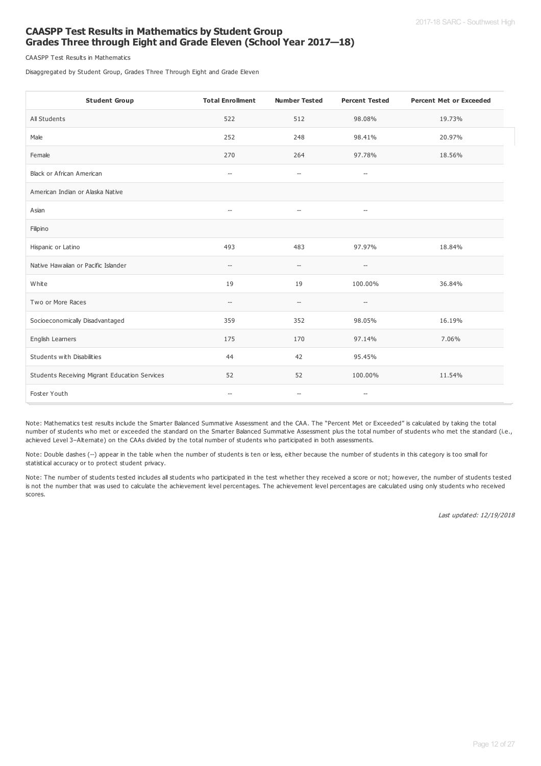## CAASPP Test Results in Mathematics by Student Group Grades Three through Eight and Grade Eleven (School Year 2017—18)

CAASPP Test Results in Mathematics

Disaggregated by Student Group, Grades Three Through Eight and Grade Eleven

| Student Group | Total Enrollment | Number Tested | Percent Tested | Percent Met or Exceeded |
| --- | --- | --- | --- | --- |
| All Students | 522 | 512 | 98.08% | 19.73% |
| Male | 252 | 248 | 98.41% | 20.97% |
| Female | 270 | 264 | 97.78% | 18.56% |
| Black or African American | -- | -- | -- | |
| American Indian or Alaska Native | | | | |
| Asian | -- | -- | -- | |
| Filipino | | | | |
| Hispanic or Latino | 493 | 483 | 97.97% | 18.84% |
| Native Hawaiian or Pacific Islander | -- | -- | -- | |
| White | 19 | 19 | 100.00% | 36.84% |
| Two or More Races | -- | -- | -- | |
| Socioeconomically Disadvantaged | 359 | 352 | 98.05% | 16.19% |
| English Learners | 175 | 170 | 97.14% | 7.06% |
| Students with Disabilities | 44 | 42 | 95.45% | |
| Students Receiving Migrant Education Services | 52 | 52 | 100.00% | 11.54% |
| Foster Youth | -- | -- | -- | |

Note: Mathematics test results include the Smarter Balanced Summative Assessment and the CAA. The "Percent Met or Exceeded" is calculated by taking the total number of students who met or exceeded the standard on the Smarter Balanced Summative Assessment plus the total number of students who met the standard (i.e., achieved Level 3–Alternate) on the CAAs divided by the total number of students who participated in both assessments.

Note: Double dashes (--) appear in the table when the number of students is ten or less, either because the number of students in this category is too small for statistical accuracy or to protect student privacy.

Note: The number of students tested includes all students who participated in the test whether they received a score or not; however, the number of students tested is not the number that was used to calculate the achievement level percentages. The achievement level percentages are calculated using only students who received scores.

*Last updated: 12/19/2018*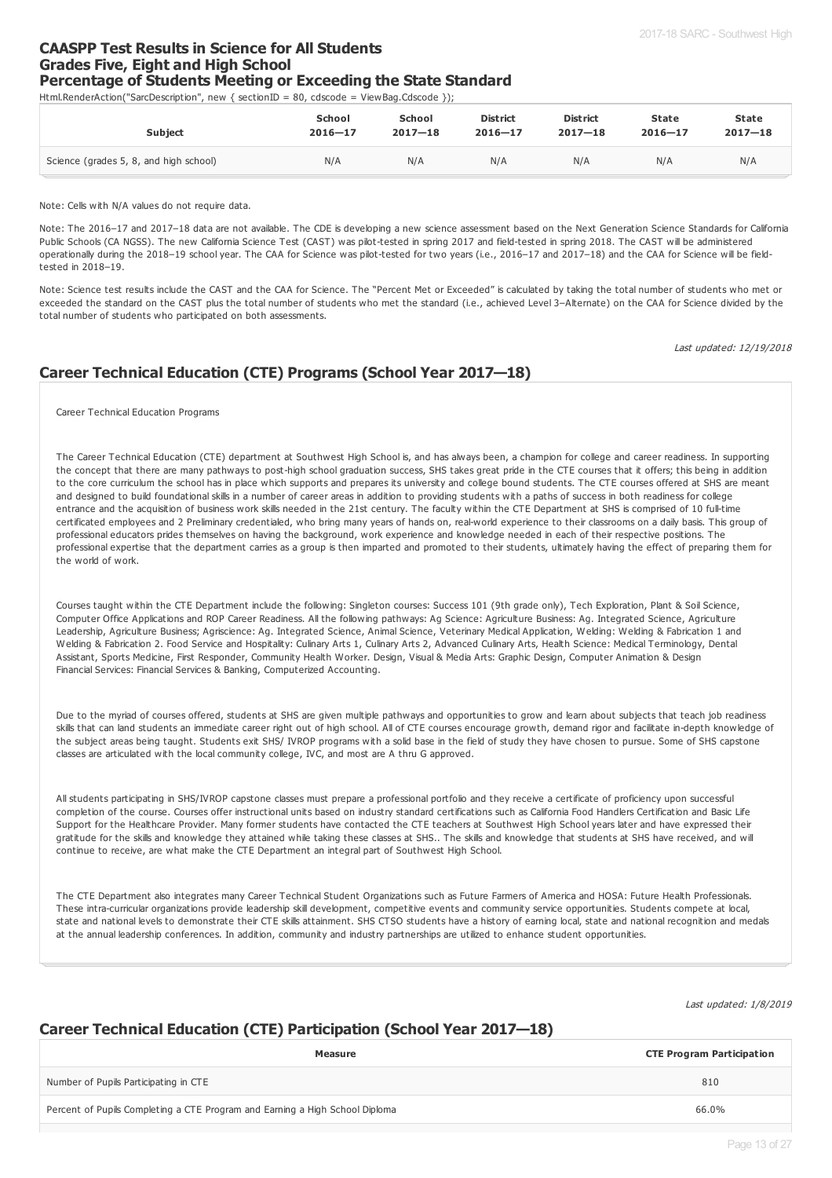## CAASPP Test Results in Science for All Students Grades Five, Eight and High School Percentage of Students Meeting or Exceeding the State Standard

Html.RenderAction("SarcDescription", new { sectionID = 80, cdscode = ViewBag.Cdscode });

| Subject | School 2016—17 | School 2017—18 | District 2016—17 | District 2017—18 | State 2016—17 | State 2017—18 |
|---|---|---|---|---|---|---|
| Science (grades 5, 8, and high school) | N/A | N/A | N/A | N/A | N/A | N/A |

Note: Cells with N/A values do not require data.

Note: The 2016–17 and 2017–18 data are not available. The CDE is developing a new science assessment based on the Next Generation Science Standards for California Public Schools (CA NGSS). The new California Science Test (CAST) was pilot-tested in spring 2017 and field-tested in spring 2018. The CAST will be administered operationally during the 2018–19 school year. The CAA for Science was pilot-tested for two years (i.e., 2016–17 and 2017–18) and the CAA for Science will be field-tested in 2018–19.

Note: Science test results include the CAST and the CAA for Science. The "Percent Met or Exceeded" is calculated by taking the total number of students who met or exceeded the standard on the CAST plus the total number of students who met the standard (i.e., achieved Level 3–Alternate) on the CAA for Science divided by the total number of students who participated on both assessments.

*Last updated: 12/19/2018*

## Career Technical Education (CTE) Programs (School Year 2017—18)

Career Technical Education Programs

The Career Technical Education (CTE) department at Southwest High School is, and has always been, a champion for college and career readiness. In supporting the concept that there are many pathways to post-high school graduation success, SHS takes great pride in the CTE courses that it offers; this being in addition to the core curriculum the school has in place which supports and prepares its university and college bound students. The CTE courses offered at SHS are meant and designed to build foundational skills in a number of career areas in addition to providing students with a paths of success in both readiness for college entrance and the acquisition of business work skills needed in the 21st century. The faculty within the CTE Department at SHS is comprised of 10 full-time certificated employees and 2 Preliminary credentialed, who bring many years of hands on, real-world experience to their classrooms on a daily basis. This group of professional educators prides themselves on having the background, work experience and knowledge needed in each of their respective positions. The professional expertise that the department carries as a group is then imparted and promoted to their students, ultimately having the effect of preparing them for the world of work.

Courses taught within the CTE Department include the following: Singleton courses: Success 101 (9th grade only), Tech Exploration, Plant & Soil Science, Computer Office Applications and ROP Career Readiness. All the following pathways: Ag Science: Agriculture Business: Ag. Integrated Science, Agriculture Leadership, Agriculture Business; Agriscience: Ag. Integrated Science, Animal Science, Veterinary Medical Application, Welding: Welding & Fabrication 1 and Welding & Fabrication 2. Food Service and Hospitality: Culinary Arts 1, Culinary Arts 2, Advanced Culinary Arts, Health Science: Medical Terminology, Dental Assistant, Sports Medicine, First Responder, Community Health Worker. Design, Visual & Media Arts: Graphic Design, Computer Animation & Design Financial Services: Financial Services & Banking, Computerized Accounting.

Due to the myriad of courses offered, students at SHS are given multiple pathways and opportunities to grow and learn about subjects that teach job readiness skills that can land students an immediate career right out of high school. All of CTE courses encourage growth, demand rigor and facilitate in-depth knowledge of the subject areas being taught. Students exit SHS/ IVROP programs with a solid base in the field of study they have chosen to pursue. Some of SHS capstone classes are articulated with the local community college, IVC, and most are A thru G approved.

All students participating in SHS/IVROP capstone classes must prepare a professional portfolio and they receive a certificate of proficiency upon successful completion of the course. Courses offer instructional units based on industry standard certifications such as California Food Handlers Certification and Basic Life Support for the Healthcare Provider. Many former students have contacted the CTE teachers at Southwest High School years later and have expressed their gratitude for the skills and knowledge they attained while taking these classes at SHS.. The skills and knowledge that students at SHS have received, and will continue to receive, are what make the CTE Department an integral part of Southwest High School.

The CTE Department also integrates many Career Technical Student Organizations such as Future Farmers of America and HOSA: Future Health Professionals. These intra-curricular organizations provide leadership skill development, competitive events and community service opportunities. Students compete at local, state and national levels to demonstrate their CTE skills attainment. SHS CTSO students have a history of earning local, state and national recognition and medals at the annual leadership conferences. In addition, community and industry partnerships are utilized to enhance student opportunities.

*Last updated: 1/8/2019*

## Career Technical Education (CTE) Participation (School Year 2017—18)

| Measure | CTE Program Participation |
|---|---|
| Number of Pupils Participating in CTE | 810 |
| Percent of Pupils Completing a CTE Program and Earning a High School Diploma | 66.0% |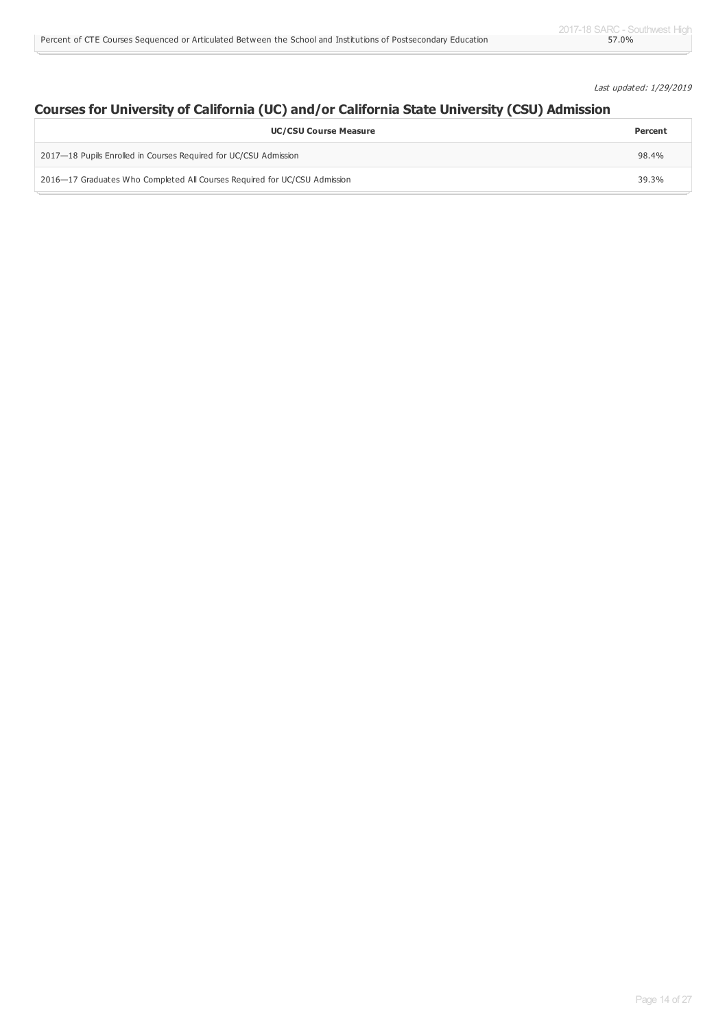| | |
|---|---|
| Percent of CTE Courses Sequenced or Articulated Between the School and Institutions of Postsecondary Education | 57.0% |

*Last updated: 1/29/2019*

## Courses for University of California (UC) and/or California State University (CSU) Admission

| UC/CSU Course Measure | Percent |
|---|---|
| 2017—18 Pupils Enrolled in Courses Required for UC/CSU Admission | 98.4% |
| 2016—17 Graduates Who Completed All Courses Required for UC/CSU Admission | 39.3% |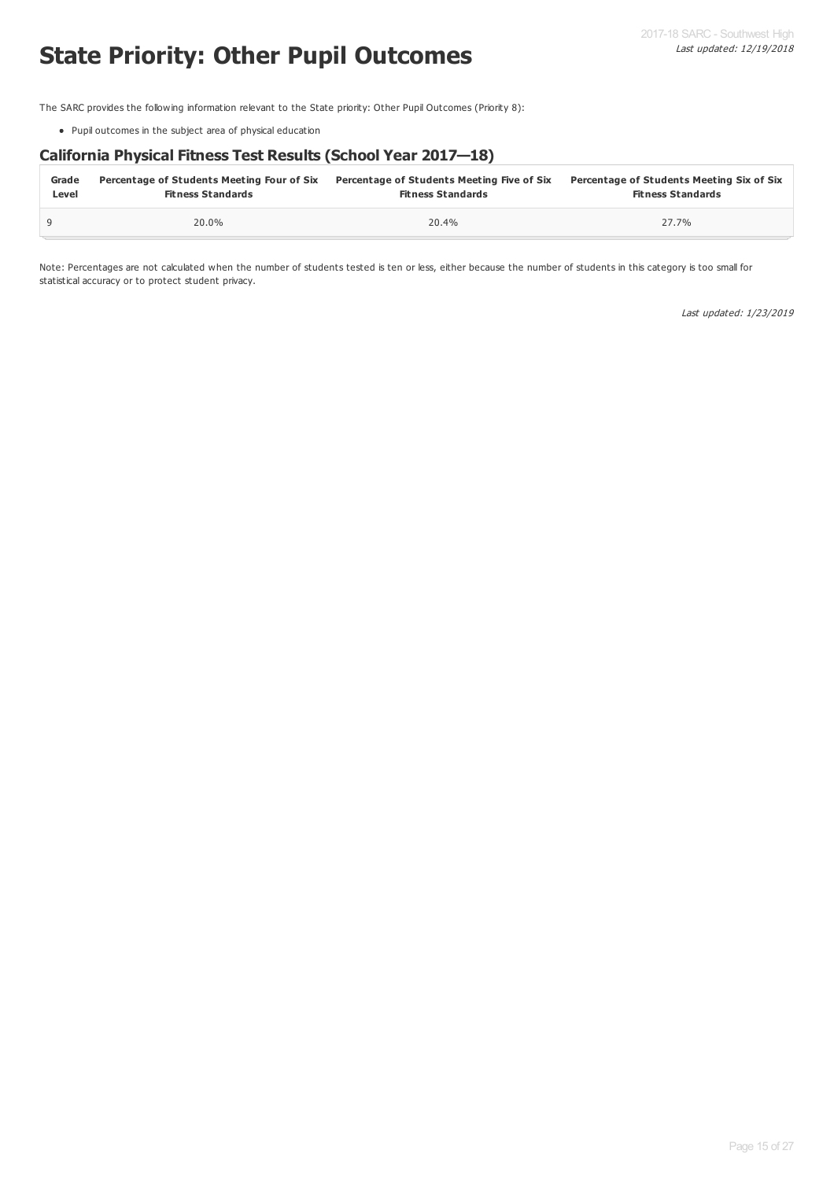# State Priority: Other Pupil Outcomes

The SARC provides the following information relevant to the State priority: Other Pupil Outcomes (Priority 8):

- Pupil outcomes in the subject area of physical education

## California Physical Fitness Test Results (School Year 2017—18)

| Grade Level | Percentage of Students Meeting Four of Six Fitness Standards | Percentage of Students Meeting Five of Six Fitness Standards | Percentage of Students Meeting Six of Six Fitness Standards |
|---|---|---|---|
| 9 | 20.0% | 20.4% | 27.7% |

Note: Percentages are not calculated when the number of students tested is ten or less, either because the number of students in this category is too small for statistical accuracy or to protect student privacy.

*Last updated: 1/23/2019*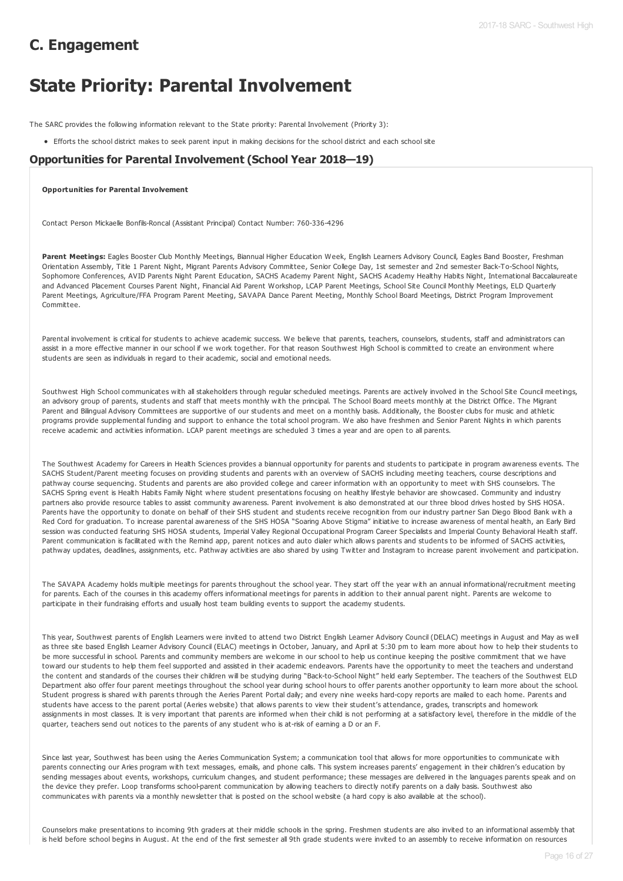## C. Engagement

# State Priority: Parental Involvement

The SARC provides the following information relevant to the State priority: Parental Involvement (Priority 3):

- Efforts the school district makes to seek parent input in making decisions for the school district and each school site

### Opportunities for Parental Involvement (School Year 2018—19)

**Opportunities for Parental Involvement**

Contact Person Mickaelle Bonfils-Roncal (Assistant Principal) Contact Number: 760-336-4296

**Parent Meetings:** Eagles Booster Club Monthly Meetings, Biannual Higher Education Week, English Learners Advisory Council, Eagles Band Booster, Freshman Orientation Assembly, Title 1 Parent Night, Migrant Parents Advisory Committee, Senior College Day, 1st semester and 2nd semester Back-To-School Nights, Sophomore Conferences, AVID Parents Night Parent Education, SACHS Academy Parent Night, SACHS Academy Healthy Habits Night, International Baccalaureate and Advanced Placement Courses Parent Night, Financial Aid Parent Workshop, LCAP Parent Meetings, School Site Council Monthly Meetings, ELD Quarterly Parent Meetings, Agriculture/FFA Program Parent Meeting, SAVAPA Dance Parent Meeting, Monthly School Board Meetings, District Program Improvement Committee.

Parental involvement is critical for students to achieve academic success. We believe that parents, teachers, counselors, students, staff and administrators can assist in a more effective manner in our school if we work together. For that reason Southwest High School is committed to create an environment where students are seen as individuals in regard to their academic, social and emotional needs.

Southwest High School communicates with all stakeholders through regular scheduled meetings. Parents are actively involved in the School Site Council meetings, an advisory group of parents, students and staff that meets monthly with the principal. The School Board meets monthly at the District Office. The Migrant Parent and Bilingual Advisory Committees are supportive of our students and meet on a monthly basis. Additionally, the Booster clubs for music and athletic programs provide supplemental funding and support to enhance the total school program. We also have freshmen and Senior Parent Nights in which parents receive academic and activities information. LCAP parent meetings are scheduled 3 times a year and are open to all parents.

The Southwest Academy for Careers in Health Sciences provides a biannual opportunity for parents and students to participate in program awareness events. The SACHS Student/Parent meeting focuses on providing students and parents with an overview of SACHS including meeting teachers, course descriptions and pathway course sequencing. Students and parents are also provided college and career information with an opportunity to meet with SHS counselors. The SACHS Spring event is Health Habits Family Night where student presentations focusing on healthy lifestyle behavior are showcased. Community and industry partners also provide resource tables to assist community awareness. Parent involvement is also demonstrated at our three blood drives hosted by SHS HOSA. Parents have the opportunity to donate on behalf of their SHS student and students receive recognition from our industry partner San Diego Blood Bank with a Red Cord for graduation. To increase parental awareness of the SHS HOSA "Soaring Above Stigma" initiative to increase awareness of mental health, an Early Bird session was conducted featuring SHS HOSA students, Imperial Valley Regional Occupational Program Career Specialists and Imperial County Behavioral Health staff. Parent communication is facilitated with the Remind app, parent notices and auto dialer which allows parents and students to be informed of SACHS activities, pathway updates, deadlines, assignments, etc. Pathway activities are also shared by using Twitter and Instagram to increase parent involvement and participation.

The SAVAPA Academy holds multiple meetings for parents throughout the school year. They start off the year with an annual informational/recruitment meeting for parents. Each of the courses in this academy offers informational meetings for parents in addition to their annual parent night. Parents are welcome to participate in their fundraising efforts and usually host team building events to support the academy students.

This year, Southwest parents of English Learners were invited to attend two District English Learner Advisory Council (DELAC) meetings in August and May as well as three site based English Learner Advisory Council (ELAC) meetings in October, January, and April at 5:30 pm to learn more about how to help their students to be more successful in school. Parents and community members are welcome in our school to help us continue keeping the positive commitment that we have toward our students to help them feel supported and assisted in their academic endeavors. Parents have the opportunity to meet the teachers and understand the content and standards of the courses their children will be studying during "Back-to-School Night" held early September. The teachers of the Southwest ELD Department also offer four parent meetings throughout the school year during school hours to offer parents another opportunity to learn more about the school. Student progress is shared with parents through the Aeries Parent Portal daily; and every nine weeks hard-copy reports are mailed to each home. Parents and students have access to the parent portal (Aeries website) that allows parents to view their student's attendance, grades, transcripts and homework assignments in most classes. It is very important that parents are informed when their child is not performing at a satisfactory level, therefore in the middle of the quarter, teachers send out notices to the parents of any student who is at-risk of earning a D or an F.

Since last year, Southwest has been using the Aeries Communication System; a communication tool that allows for more opportunities to communicate with parents connecting our Aries program with text messages, emails, and phone calls. This system increases parents' engagement in their children's education by sending messages about events, workshops, curriculum changes, and student performance; these messages are delivered in the languages parents speak and on the device they prefer. Loop transforms school-parent communication by allowing teachers to directly notify parents on a daily basis. Southwest also communicates with parents via a monthly newsletter that is posted on the school website (a hard copy is also available at the school).

Counselors make presentations to incoming 9th graders at their middle schools in the spring. Freshmen students are also invited to an informational assembly that is held before school begins in August. At the end of the first semester all 9th grade students were invited to an assembly to receive information on resources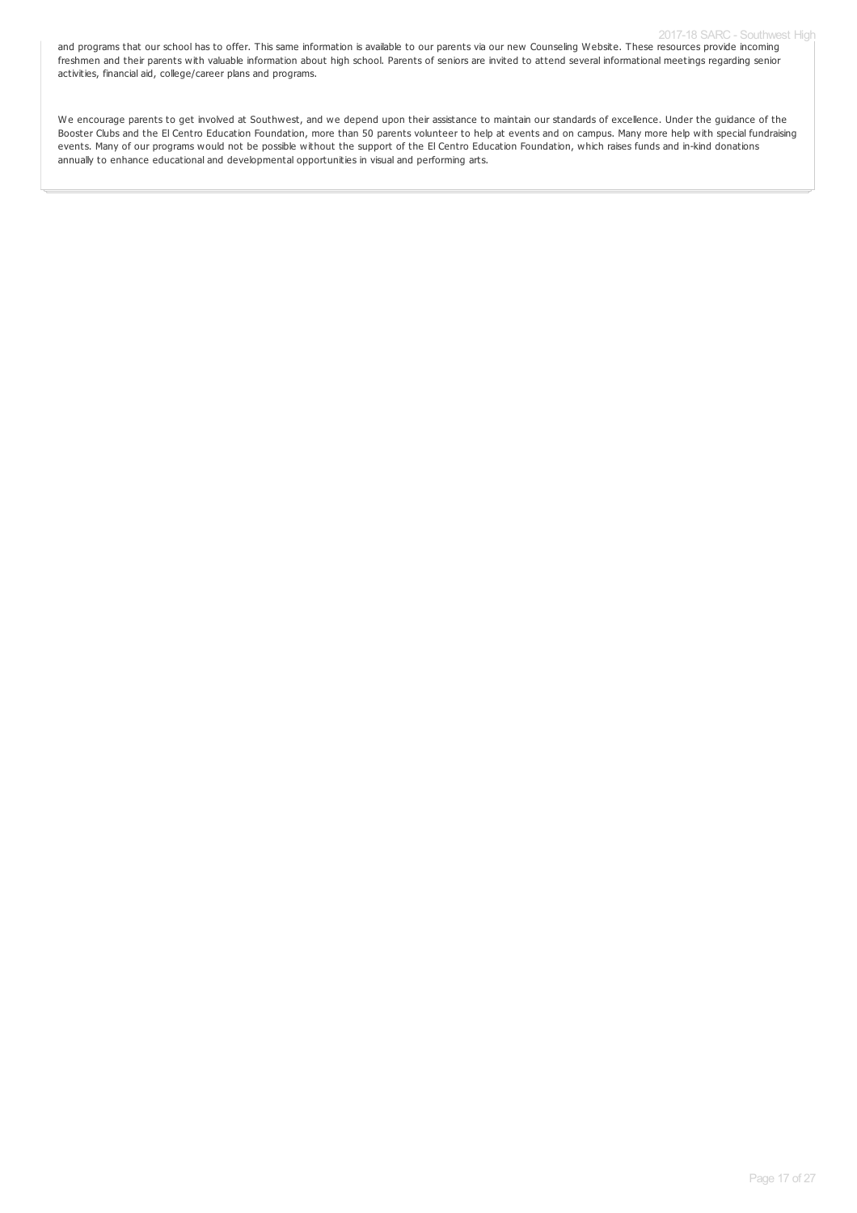and programs that our school has to offer. This same information is available to our parents via our new Counseling Website. These resources provide incoming freshmen and their parents with valuable information about high school. Parents of seniors are invited to attend several informational meetings regarding senior activities, financial aid, college/career plans and programs.

We encourage parents to get involved at Southwest, and we depend upon their assistance to maintain our standards of excellence. Under the guidance of the Booster Clubs and the El Centro Education Foundation, more than 50 parents volunteer to help at events and on campus. Many more help with special fundraising events. Many of our programs would not be possible without the support of the El Centro Education Foundation, which raises funds and in-kind donations annually to enhance educational and developmental opportunities in visual and performing arts.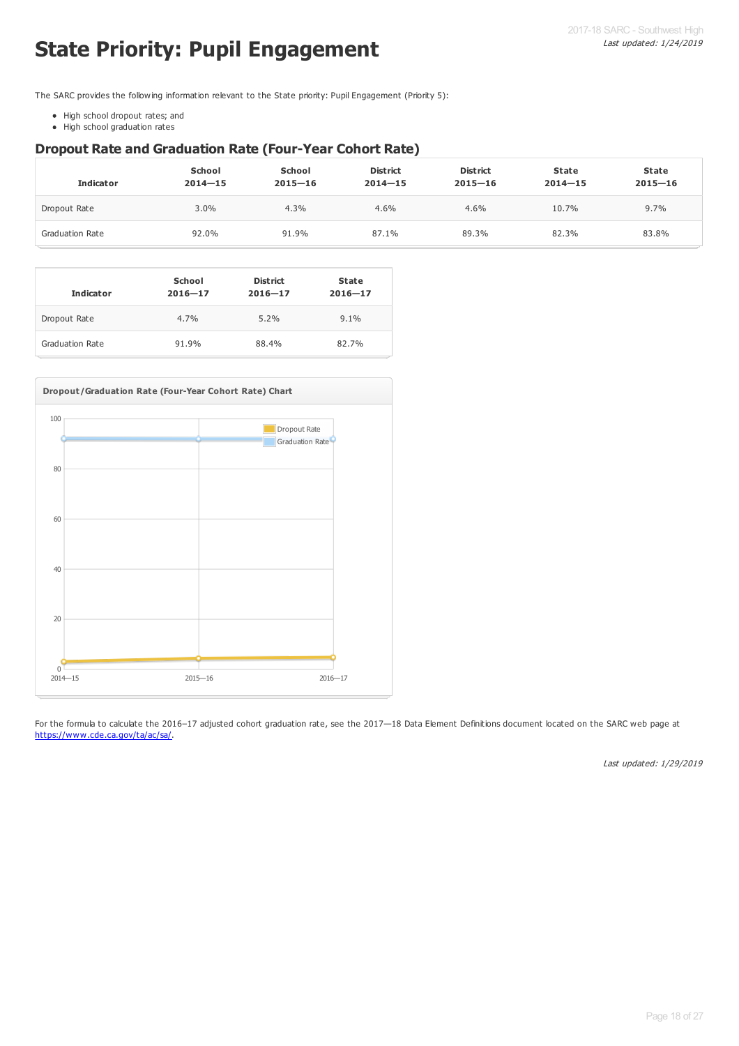# State Priority: Pupil Engagement

The SARC provides the following information relevant to the State priority: Pupil Engagement (Priority 5):

- High school dropout rates; and
- High school graduation rates

## Dropout Rate and Graduation Rate (Four-Year Cohort Rate)

| Indicator | School 2014—15 | School 2015—16 | District 2014—15 | District 2015—16 | State 2014—15 | State 2015—16 |
|---|---|---|---|---|---|---|
| Dropout Rate | 3.0% | 4.3% | 4.6% | 4.6% | 10.7% | 9.7% |
| Graduation Rate | 92.0% | 91.9% | 87.1% | 89.3% | 82.3% | 83.8% |

| Indicator | School 2016—17 | District 2016—17 | State 2016—17 |
|---|---|---|---|
| Dropout Rate | 4.7% | 5.2% | 9.1% |
| Graduation Rate | 91.9% | 88.4% | 82.7% |

**Dropout/Graduation Rate (Four-Year Cohort Rate) Chart**

For the formula to calculate the 2016–17 adjusted cohort graduation rate, see the 2017—18 Data Element Definitions document located on the SARC web page at https://www.cde.ca.gov/ta/ac/sa/.

*Last updated: 1/29/2019*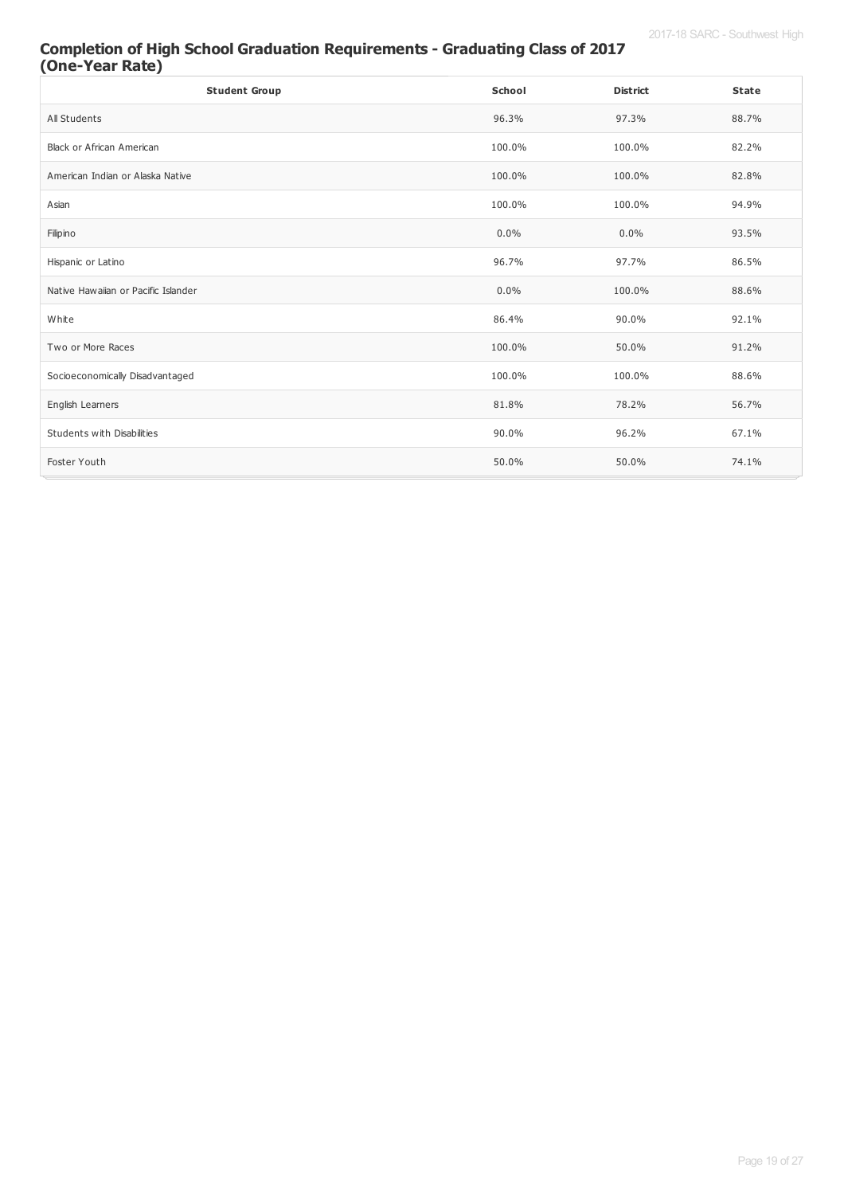## Completion of High School Graduation Requirements - Graduating Class of 2017 (One-Year Rate)

| Student Group | School | District | State |
|---|---|---|---|
| All Students | 96.3% | 97.3% | 88.7% |
| Black or African American | 100.0% | 100.0% | 82.2% |
| American Indian or Alaska Native | 100.0% | 100.0% | 82.8% |
| Asian | 100.0% | 100.0% | 94.9% |
| Filipino | 0.0% | 0.0% | 93.5% |
| Hispanic or Latino | 96.7% | 97.7% | 86.5% |
| Native Hawaiian or Pacific Islander | 0.0% | 100.0% | 88.6% |
| White | 86.4% | 90.0% | 92.1% |
| Two or More Races | 100.0% | 50.0% | 91.2% |
| Socioeconomically Disadvantaged | 100.0% | 100.0% | 88.6% |
| English Learners | 81.8% | 78.2% | 56.7% |
| Students with Disabilities | 90.0% | 96.2% | 67.1% |
| Foster Youth | 50.0% | 50.0% | 74.1% |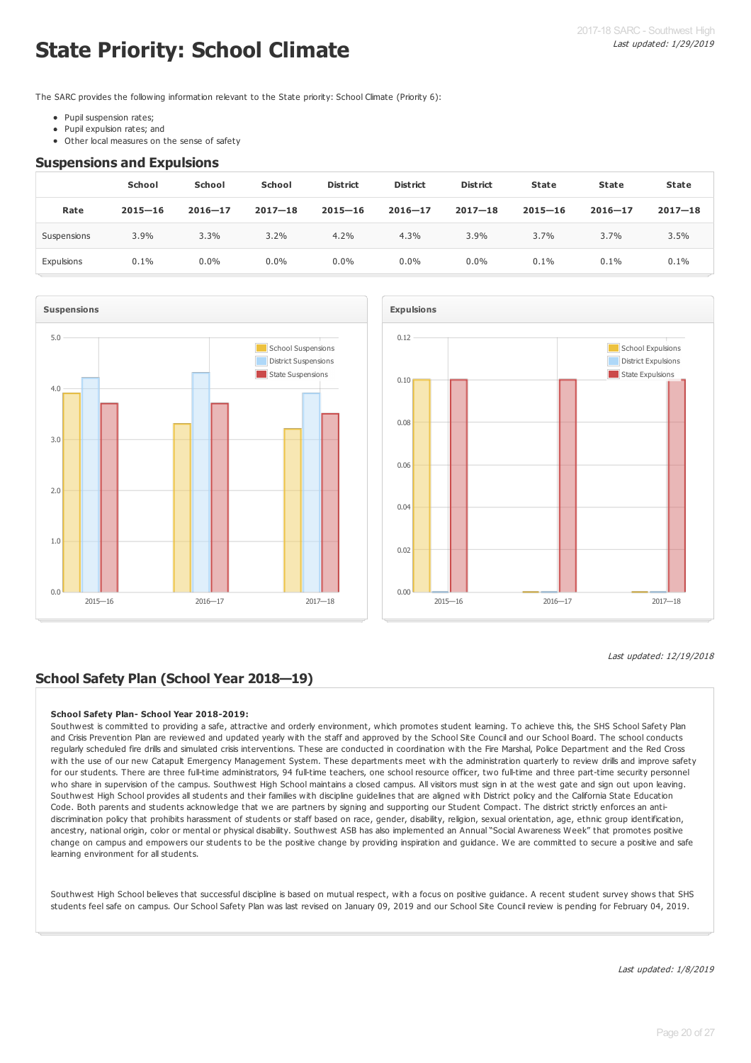# State Priority: School Climate

*Last updated: 1/29/2019*

The SARC provides the following information relevant to the State priority: School Climate (Priority 6):

- Pupil suspension rates;
- Pupil expulsion rates; and
- Other local measures on the sense of safety

## Suspensions and Expulsions

| Rate | School 2015—16 | School 2016—17 | School 2017—18 | District 2015—16 | District 2016—17 | District 2017—18 | State 2015—16 | State 2016—17 | State 2017—18 |
|---|---|---|---|---|---|---|---|---|---|
| Suspensions | 3.9% | 3.3% | 3.2% | 4.2% | 4.3% | 3.9% | 3.7% | 3.7% | 3.5% |
| Expulsions | 0.1% | 0.0% | 0.0% | 0.0% | 0.0% | 0.0% | 0.1% | 0.1% | 0.1% |

*Last updated: 12/19/2018*

## School Safety Plan (School Year 2018—19)

**School Safety Plan- School Year 2018-2019:**
Southwest is committed to providing a safe, attractive and orderly environment, which promotes student learning. To achieve this, the SHS School Safety Plan and Crisis Prevention Plan are reviewed and updated yearly with the staff and approved by the School Site Council and our School Board. The school conducts regularly scheduled fire drills and simulated crisis interventions. These are conducted in coordination with the Fire Marshal, Police Department and the Red Cross with the use of our new Catapult Emergency Management System. These departments meet with the administration quarterly to review drills and improve safety for our students. There are three full-time administrators, 94 full-time teachers, one school resource officer, two full-time and three part-time security personnel who share in supervision of the campus. Southwest High School maintains a closed campus. All visitors must sign in at the west gate and sign out upon leaving. Southwest High School provides all students and their families with discipline guidelines that are aligned with District policy and the California State Education Code. Both parents and students acknowledge that we are partners by signing and supporting our Student Compact. The district strictly enforces an anti-discrimination policy that prohibits harassment of students or staff based on race, gender, disability, religion, sexual orientation, age, ethnic group identification, ancestry, national origin, color or mental or physical disability. Southwest ASB has also implemented an Annual "Social Awareness Week" that promotes positive change on campus and empowers our students to be the positive change by providing inspiration and guidance. We are committed to secure a positive and safe learning environment for all students.

Southwest High School believes that successful discipline is based on mutual respect, with a focus on positive guidance. A recent student survey shows that SHS students feel safe on campus. Our School Safety Plan was last revised on January 09, 2019 and our School Site Council review is pending for February 04, 2019.

*Last updated: 1/8/2019*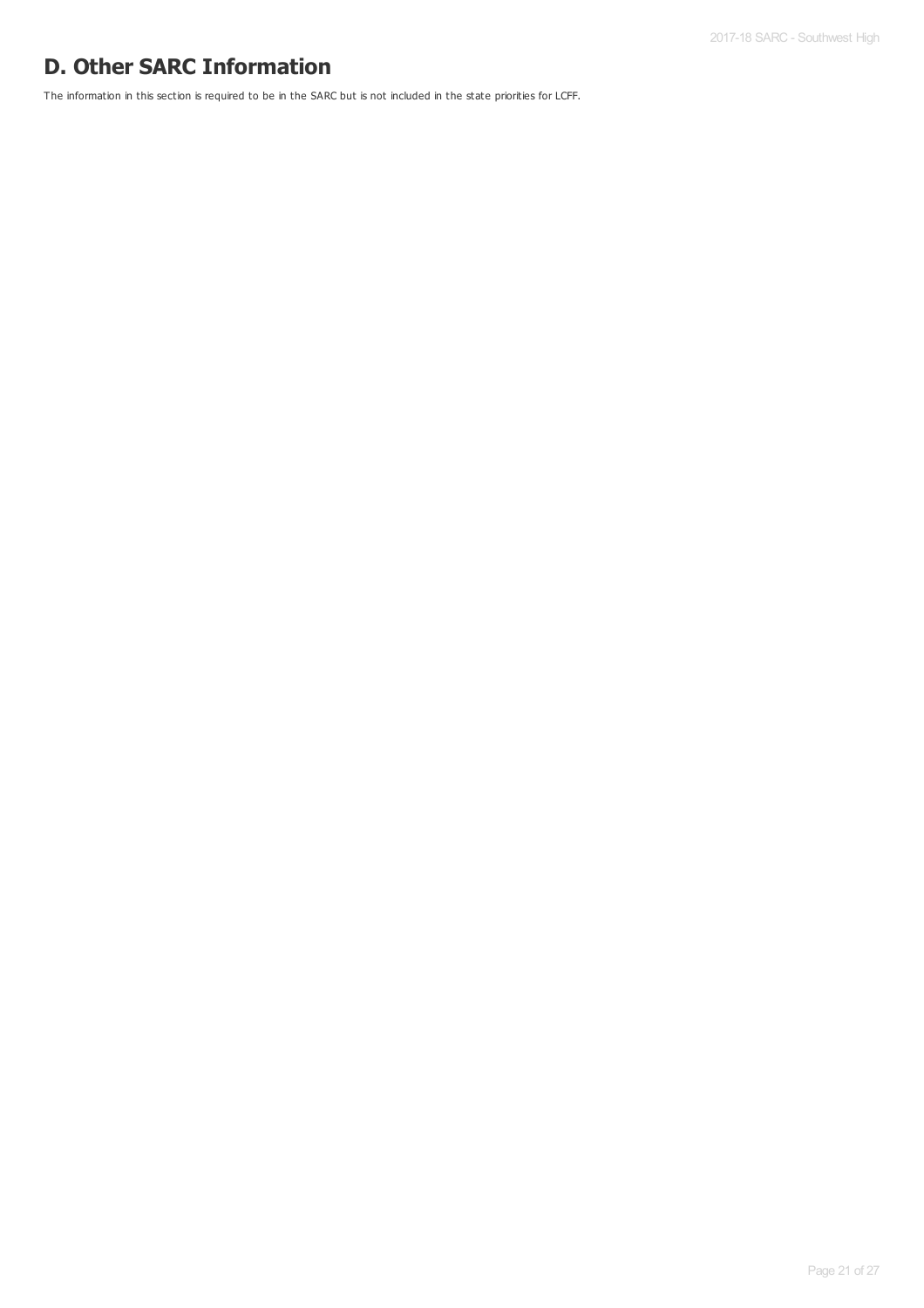# D. Other SARC Information

The information in this section is required to be in the SARC but is not included in the state priorities for LCFF.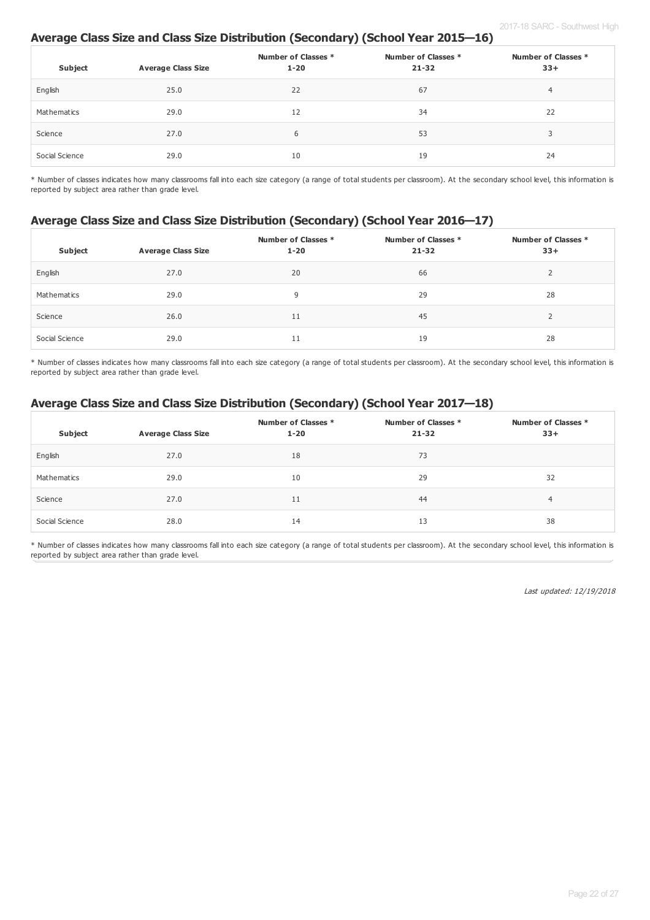## Average Class Size and Class Size Distribution (Secondary) (School Year 2015—16)

| Subject | Average Class Size | Number of Classes * 1-20 | Number of Classes * 21-32 | Number of Classes * 33+ |
|---|---|---|---|---|
| English | 25.0 | 22 | 67 | 4 |
| Mathematics | 29.0 | 12 | 34 | 22 |
| Science | 27.0 | 6 | 53 | 3 |
| Social Science | 29.0 | 10 | 19 | 24 |

* Number of classes indicates how many classrooms fall into each size category (a range of total students per classroom). At the secondary school level, this information is reported by subject area rather than grade level.

## Average Class Size and Class Size Distribution (Secondary) (School Year 2016—17)

| Subject | Average Class Size | Number of Classes * 1-20 | Number of Classes * 21-32 | Number of Classes * 33+ |
|---|---|---|---|---|
| English | 27.0 | 20 | 66 | 2 |
| Mathematics | 29.0 | 9 | 29 | 28 |
| Science | 26.0 | 11 | 45 | 2 |
| Social Science | 29.0 | 11 | 19 | 28 |

* Number of classes indicates how many classrooms fall into each size category (a range of total students per classroom). At the secondary school level, this information is reported by subject area rather than grade level.

## Average Class Size and Class Size Distribution (Secondary) (School Year 2017—18)

| Subject | Average Class Size | Number of Classes * 1-20 | Number of Classes * 21-32 | Number of Classes * 33+ |
|---|---|---|---|---|
| English | 27.0 | 18 | 73 | |
| Mathematics | 29.0 | 10 | 29 | 32 |
| Science | 27.0 | 11 | 44 | 4 |
| Social Science | 28.0 | 14 | 13 | 38 |

* Number of classes indicates how many classrooms fall into each size category (a range of total students per classroom). At the secondary school level, this information is reported by subject area rather than grade level.

*Last updated: 12/19/2018*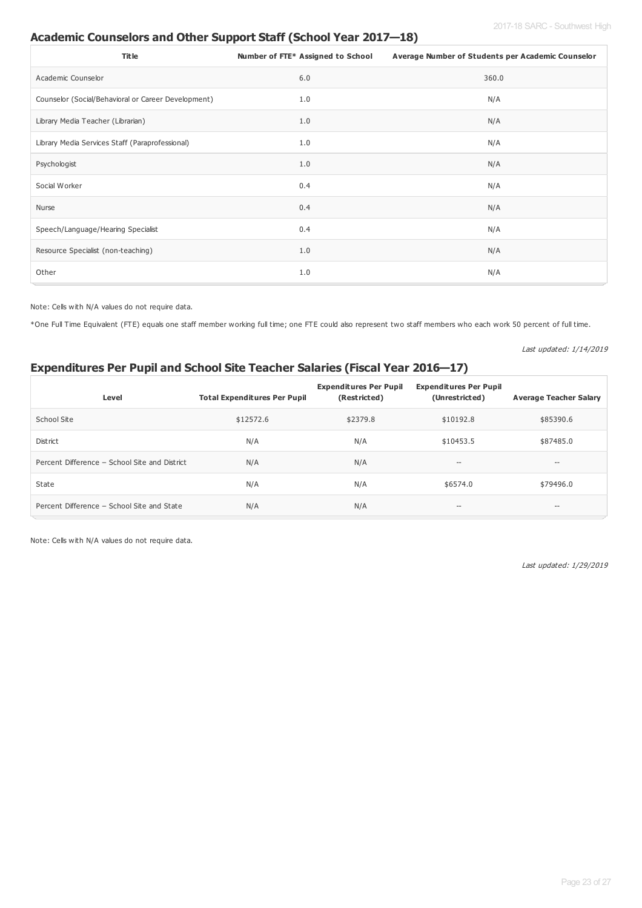## Academic Counselors and Other Support Staff (School Year 2017—18)

| Title | Number of FTE* Assigned to School | Average Number of Students per Academic Counselor |
|---|---|---|
| Academic Counselor | 6.0 | 360.0 |
| Counselor (Social/Behavioral or Career Development) | 1.0 | N/A |
| Library Media Teacher (Librarian) | 1.0 | N/A |
| Library Media Services Staff (Paraprofessional) | 1.0 | N/A |
| Psychologist | 1.0 | N/A |
| Social Worker | 0.4 | N/A |
| Nurse | 0.4 | N/A |
| Speech/Language/Hearing Specialist | 0.4 | N/A |
| Resource Specialist (non-teaching) | 1.0 | N/A |
| Other | 1.0 | N/A |

Note: Cells with N/A values do not require data.

*One Full Time Equivalent (FTE) equals one staff member working full time; one FTE could also represent two staff members who each work 50 percent of full time.

*Last updated: 1/14/2019*

## Expenditures Per Pupil and School Site Teacher Salaries (Fiscal Year 2016—17)

| Level | Total Expenditures Per Pupil | Expenditures Per Pupil (Restricted) | Expenditures Per Pupil (Unrestricted) | Average Teacher Salary |
|---|---|---|---|---|
| School Site | $12572.6 | $2379.8 | $10192.8 | $85390.6 |
| District | N/A | N/A | $10453.5 | $87485.0 |
| Percent Difference – School Site and District | N/A | N/A | -- | -- |
| State | N/A | N/A | $6574.0 | $79496.0 |
| Percent Difference – School Site and State | N/A | N/A | -- | -- |

Note: Cells with N/A values do not require data.

*Last updated: 1/29/2019*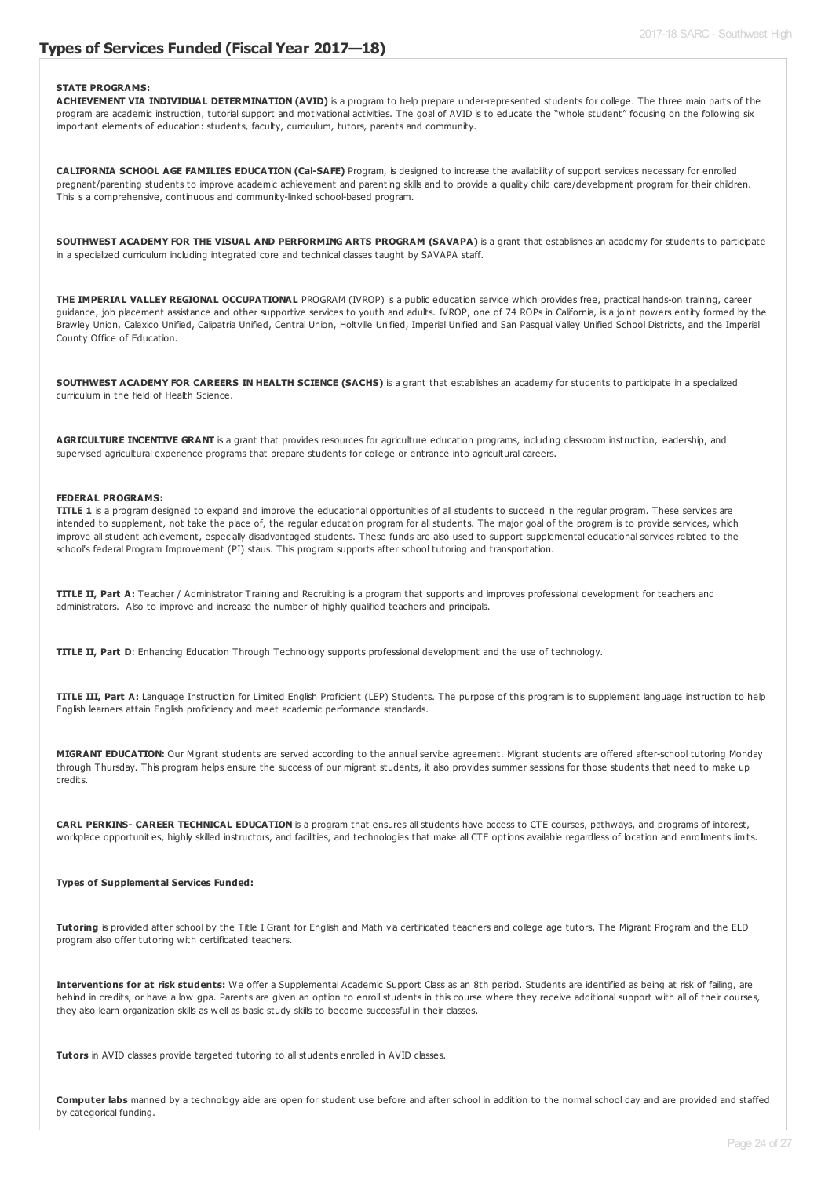## Types of Services Funded (Fiscal Year 2017—18)

**STATE PROGRAMS:**
**ACHIEVEMENT VIA INDIVIDUAL DETERMINATION (AVID)** is a program to help prepare under-represented students for college. The three main parts of the program are academic instruction, tutorial support and motivational activities. The goal of AVID is to educate the "whole student" focusing on the following six important elements of education: students, faculty, curriculum, tutors, parents and community.

**CALIFORNIA SCHOOL AGE FAMILIES EDUCATION (Cal-SAFE)** Program, is designed to increase the availability of support services necessary for enrolled pregnant/parenting students to improve academic achievement and parenting skills and to provide a quality child care/development program for their children. This is a comprehensive, continuous and community-linked school-based program.

**SOUTHWEST ACADEMY FOR THE VISUAL AND PERFORMING ARTS PROGRAM (SAVAPA)** is a grant that establishes an academy for students to participate in a specialized curriculum including integrated core and technical classes taught by SAVAPA staff.

**THE IMPERIAL VALLEY REGIONAL OCCUPATIONAL** PROGRAM (IVROP) is a public education service which provides free, practical hands-on training, career guidance, job placement assistance and other supportive services to youth and adults. IVROP, one of 74 ROPs in California, is a joint powers entity formed by the Brawley Union, Calexico Unified, Calipatria Unified, Central Union, Holtville Unified, Imperial Unified and San Pasqual Valley Unified School Districts, and the Imperial County Office of Education.

**SOUTHWEST ACADEMY FOR CAREERS IN HEALTH SCIENCE (SACHS)** is a grant that establishes an academy for students to participate in a specialized curriculum in the field of Health Science.

**AGRICULTURE INCENTIVE GRANT** is a grant that provides resources for agriculture education programs, including classroom instruction, leadership, and supervised agricultural experience programs that prepare students for college or entrance into agricultural careers.

**FEDERAL PROGRAMS:**
**TITLE 1** is a program designed to expand and improve the educational opportunities of all students to succeed in the regular program. These services are intended to supplement, not take the place of, the regular education program for all students. The major goal of the program is to provide services, which improve all student achievement, especially disadvantaged students. These funds are also used to support supplemental educational services related to the school's federal Program Improvement (PI) staus. This program supports after school tutoring and transportation.

**TITLE II, Part A:** Teacher / Administrator Training and Recruiting is a program that supports and improves professional development for teachers and administrators. Also to improve and increase the number of highly qualified teachers and principals.

**TITLE II, Part D**: Enhancing Education Through Technology supports professional development and the use of technology.

**TITLE III, Part A:** Language Instruction for Limited English Proficient (LEP) Students. The purpose of this program is to supplement language instruction to help English learners attain English proficiency and meet academic performance standards.

**MIGRANT EDUCATION:** Our Migrant students are served according to the annual service agreement. Migrant students are offered after-school tutoring Monday through Thursday. This program helps ensure the success of our migrant students, it also provides summer sessions for those students that need to make up credits.

**CARL PERKINS- CAREER TECHNICAL EDUCATION** is a program that ensures all students have access to CTE courses, pathways, and programs of interest, workplace opportunities, highly skilled instructors, and facilities, and technologies that make all CTE options available regardless of location and enrollments limits.

**Types of Supplemental Services Funded:**

**Tutoring** is provided after school by the Title I Grant for English and Math via certificated teachers and college age tutors. The Migrant Program and the ELD program also offer tutoring with certificated teachers.

**Interventions for at risk students:** We offer a Supplemental Academic Support Class as an 8th period. Students are identified as being at risk of failing, are behind in credits, or have a low gpa. Parents are given an option to enroll students in this course where they receive additional support with all of their courses, they also learn organization skills as well as basic study skills to become successful in their classes.

**Tutors** in AVID classes provide targeted tutoring to all students enrolled in AVID classes.

**Computer labs** manned by a technology aide are open for student use before and after school in addition to the normal school day and are provided and staffed by categorical funding.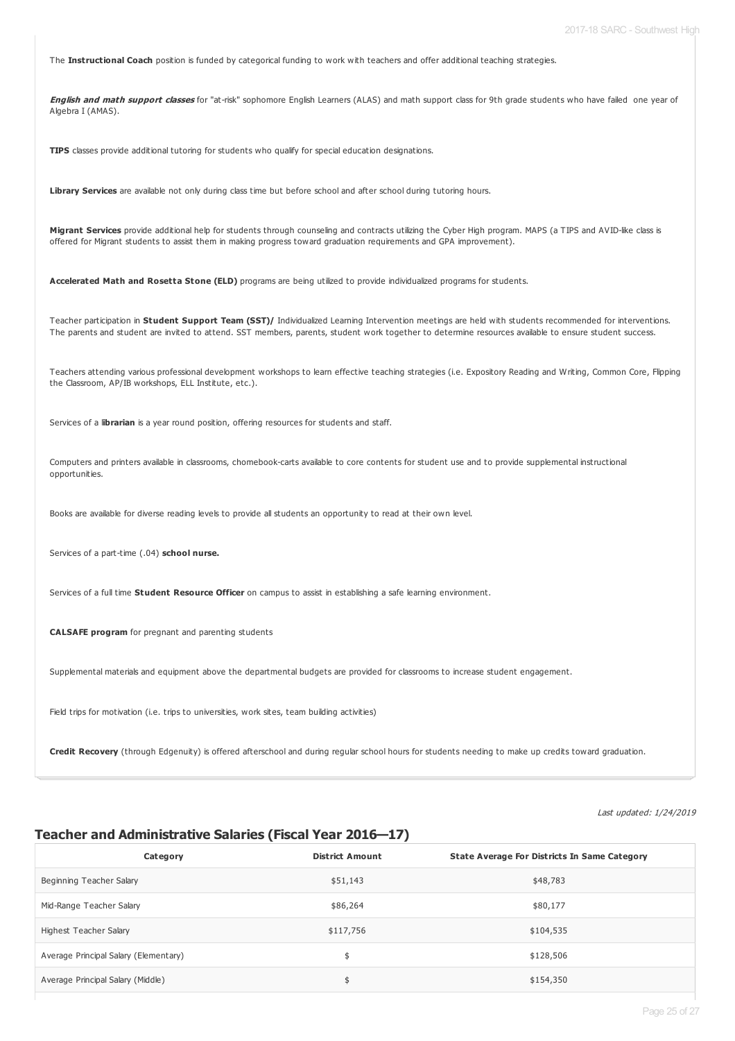The **Instructional Coach** position is funded by categorical funding to work with teachers and offer additional teaching strategies.

***English and math support classes*** for "at-risk" sophomore English Learners (ALAS) and math support class for 9th grade students who have failed one year of Algebra I (AMAS).

**TIPS** classes provide additional tutoring for students who qualify for special education designations.

**Library Services** are available not only during class time but before school and after school during tutoring hours.

**Migrant Services** provide additional help for students through counseling and contracts utilizing the Cyber High program. MAPS (a TIPS and AVID-like class is offered for Migrant students to assist them in making progress toward graduation requirements and GPA improvement).

**Accelerated Math and Rosetta Stone (ELD)** programs are being utilized to provide individualized programs for students.

Teacher participation in **Student Support Team (SST)/** Individualized Learning Intervention meetings are held with students recommended for interventions. The parents and student are invited to attend. SST members, parents, student work together to determine resources available to ensure student success.

Teachers attending various professional development workshops to learn effective teaching strategies (i.e. Expository Reading and Writing, Common Core, Flipping the Classroom, AP/IB workshops, ELL Institute, etc.).

Services of a **librarian** is a year round position, offering resources for students and staff.

Computers and printers available in classrooms, chomebook-carts available to core contents for student use and to provide supplemental instructional opportunities.

Books are available for diverse reading levels to provide all students an opportunity to read at their own level.

Services of a part-time (.04) **school nurse.**

Services of a full time **Student Resource Officer** on campus to assist in establishing a safe learning environment.

**CALSAFE program** for pregnant and parenting students

Supplemental materials and equipment above the departmental budgets are provided for classrooms to increase student engagement.

Field trips for motivation (i.e. trips to universities, work sites, team building activities)

**Credit Recovery** (through Edgenuity) is offered afterschool and during regular school hours for students needing to make up credits toward graduation.

*Last updated: 1/24/2019*

## Teacher and Administrative Salaries (Fiscal Year 2016—17)

| Category | District Amount | State Average For Districts In Same Category |
|---|---|---|
| Beginning Teacher Salary | $51,143 | $48,783 |
| Mid-Range Teacher Salary | $86,264 | $80,177 |
| Highest Teacher Salary | $117,756 | $104,535 |
| Average Principal Salary (Elementary) | $ | $128,506 |
| Average Principal Salary (Middle) | $ | $154,350 |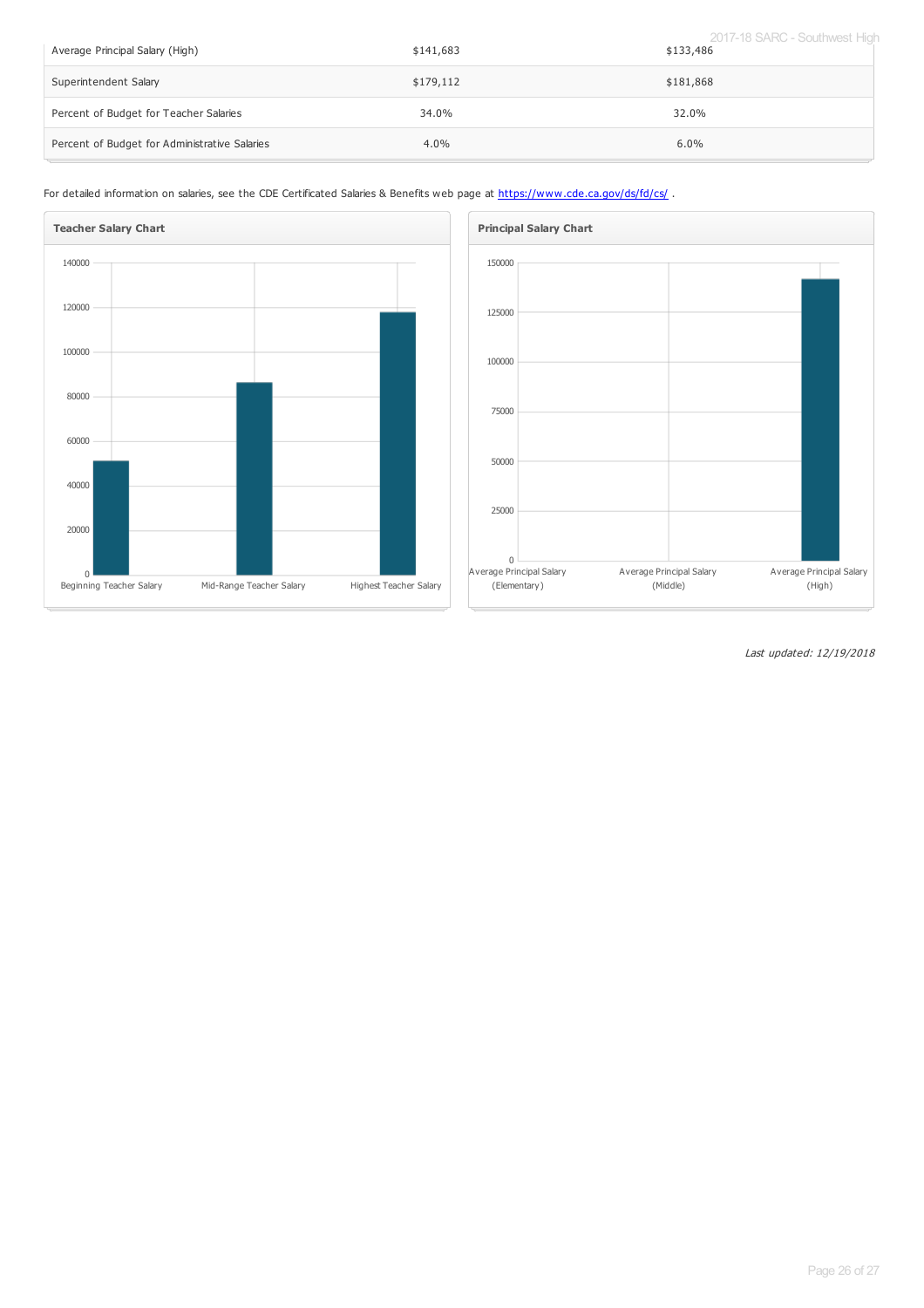| | | |
|---|---|---|
| Average Principal Salary (High) | $141,683 | $133,486 |
| Superintendent Salary | $179,112 | $181,868 |
| Percent of Budget for Teacher Salaries | 34.0% | 32.0% |
| Percent of Budget for Administrative Salaries | 4.0% | 6.0% |

For detailed information on salaries, see the CDE Certificated Salaries & Benefits web page at https://www.cde.ca.gov/ds/fd/cs/ .

**Teacher Salary Chart**

| Category | Value (approx.) |
|---|---|
| Beginning Teacher Salary | ~51,000 |
| Mid-Range Teacher Salary | ~86,000 |
| Highest Teacher Salary | ~118,000 |

**Principal Salary Chart**

| Category | Value (approx.) |
|---|---|
| Average Principal Salary (Elementary) | |
| Average Principal Salary (Middle) | |
| Average Principal Salary (High) | ~141,683 |

*Last updated: 12/19/2018*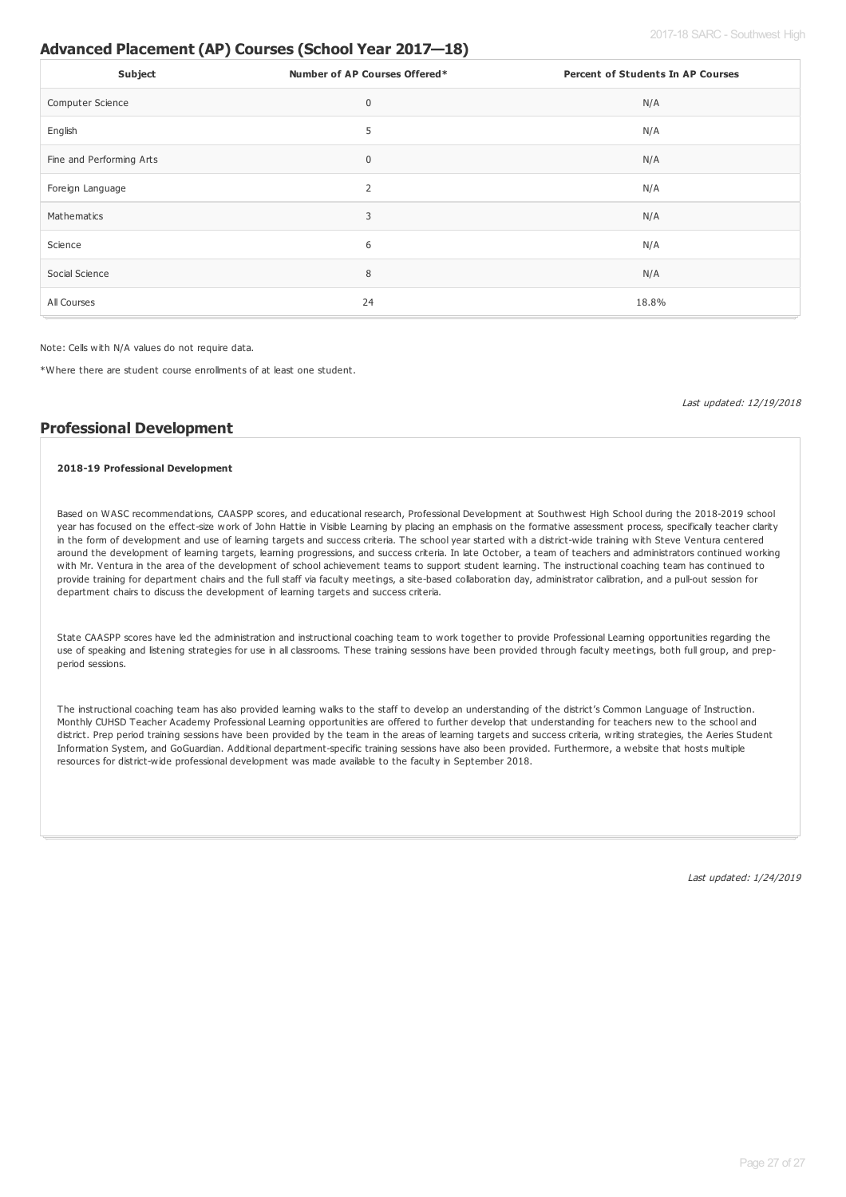## Advanced Placement (AP) Courses (School Year 2017—18)

| Subject | Number of AP Courses Offered* | Percent of Students In AP Courses |
|---|---|---|
| Computer Science | 0 | N/A |
| English | 5 | N/A |
| Fine and Performing Arts | 0 | N/A |
| Foreign Language | 2 | N/A |
| Mathematics | 3 | N/A |
| Science | 6 | N/A |
| Social Science | 8 | N/A |
| All Courses | 24 | 18.8% |

Note: Cells with N/A values do not require data.

*Where there are student course enrollments of at least one student.

*Last updated: 12/19/2018*

## Professional Development

**2018-19 Professional Development**

Based on WASC recommendations, CAASPP scores, and educational research, Professional Development at Southwest High School during the 2018-2019 school year has focused on the effect-size work of John Hattie in Visible Learning by placing an emphasis on the formative assessment process, specifically teacher clarity in the form of development and use of learning targets and success criteria. The school year started with a district-wide training with Steve Ventura centered around the development of learning targets, learning progressions, and success criteria. In late October, a team of teachers and administrators continued working with Mr. Ventura in the area of the development of school achievement teams to support student learning. The instructional coaching team has continued to provide training for department chairs and the full staff via faculty meetings, a site-based collaboration day, administrator calibration, and a pull-out session for department chairs to discuss the development of learning targets and success criteria.

State CAASPP scores have led the administration and instructional coaching team to work together to provide Professional Learning opportunities regarding the use of speaking and listening strategies for use in all classrooms. These training sessions have been provided through faculty meetings, both full group, and prep-period sessions.

The instructional coaching team has also provided learning walks to the staff to develop an understanding of the district's Common Language of Instruction. Monthly CUHSD Teacher Academy Professional Learning opportunities are offered to further develop that understanding for teachers new to the school and district. Prep period training sessions have been provided by the team in the areas of learning targets and success criteria, writing strategies, the Aeries Student Information System, and GoGuardian. Additional department-specific training sessions have also been provided. Furthermore, a website that hosts multiple resources for district-wide professional development was made available to the faculty in September 2018.

*Last updated: 1/24/2019*